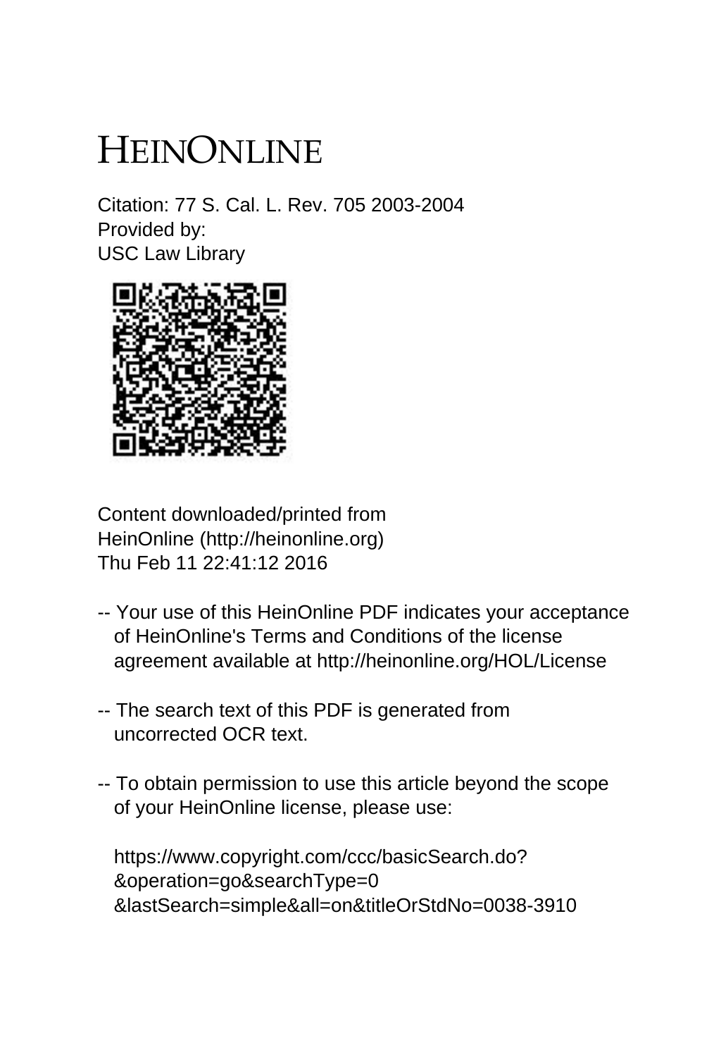# HEINONLINE

Citation: 77 S. Cal. L. Rev. 705 2003-2004
Provided by:
USC Law Library

Content downloaded/printed from
HeinOnline (http://heinonline.org)
Thu Feb 11 22:41:12 2016

-- Your use of this HeinOnline PDF indicates your acceptance of HeinOnline's Terms and Conditions of the license agreement available at http://heinonline.org/HOL/License

-- The search text of this PDF is generated from uncorrected OCR text.

-- To obtain permission to use this article beyond the scope of your HeinOnline license, please use:

https://www.copyright.com/ccc/basicSearch.do?&operation=go&searchType=0&lastSearch=simple&all=on&titleOrStdNo=0038-3910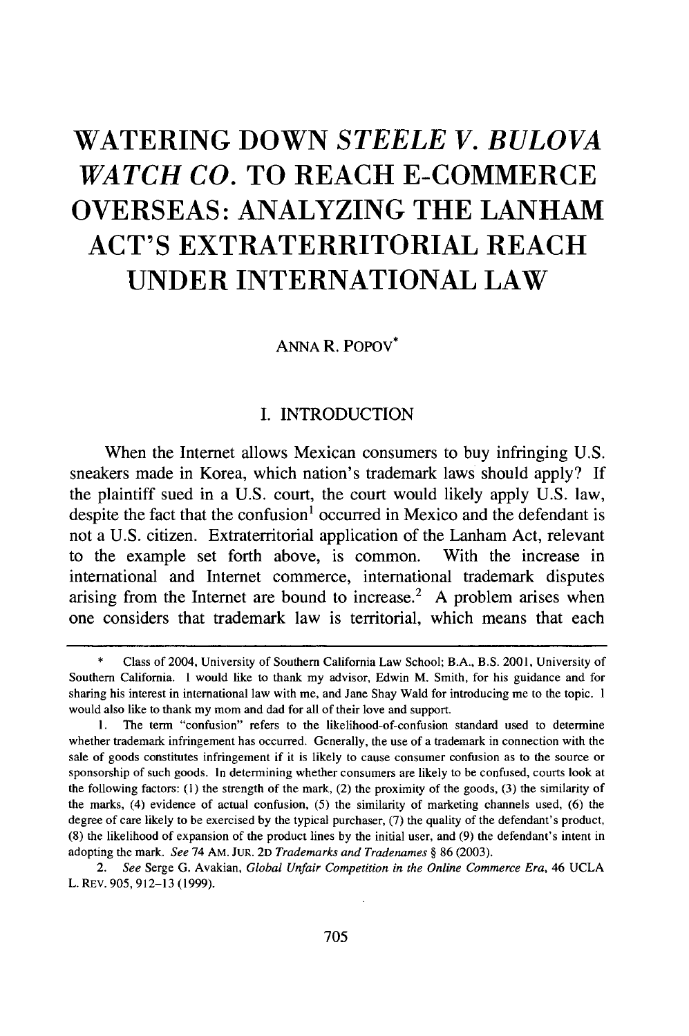# WATERING DOWN *STEELE V. BULOVA WATCH CO.* TO REACH E-COMMERCE OVERSEAS: ANALYZING THE LANHAM ACT'S EXTRATERRITORIAL REACH UNDER INTERNATIONAL LAW

ANNA R. POPOV*

## I. INTRODUCTION

When the Internet allows Mexican consumers to buy infringing U.S. sneakers made in Korea, which nation's trademark laws should apply? If the plaintiff sued in a U.S. court, the court would likely apply U.S. law, despite the fact that the confusion[1] occurred in Mexico and the defendant is not a U.S. citizen. Extraterritorial application of the Lanham Act, relevant to the example set forth above, is common. With the increase in international and Internet commerce, international trademark disputes arising from the Internet are bound to increase.[2] A problem arises when one considers that trademark law is territorial, which means that each

---

\* Class of 2004, University of Southern California Law School; B.A., B.S. 2001, University of Southern California. I would like to thank my advisor, Edwin M. Smith, for his guidance and for sharing his interest in international law with me, and Jane Shay Wald for introducing me to the topic. I would also like to thank my mom and dad for all of their love and support.

1. The term "confusion" refers to the likelihood-of-confusion standard used to determine whether trademark infringement has occurred. Generally, the use of a trademark in connection with the sale of goods constitutes infringement if it is likely to cause consumer confusion as to the source or sponsorship of such goods. In determining whether consumers are likely to be confused, courts look at the following factors: (1) the strength of the mark, (2) the proximity of the goods, (3) the similarity of the marks, (4) evidence of actual confusion, (5) the similarity of marketing channels used, (6) the degree of care likely to be exercised by the typical purchaser, (7) the quality of the defendant's product, (8) the likelihood of expansion of the product lines by the initial user, and (9) the defendant's intent in adopting the mark. *See* 74 AM. JUR. 2D *Trademarks and Tradenames* § 86 (2003).

2. *See* Serge G. Avakian, *Global Unfair Competition in the Online Commerce Era*, 46 UCLA L. REV. 905, 912–13 (1999).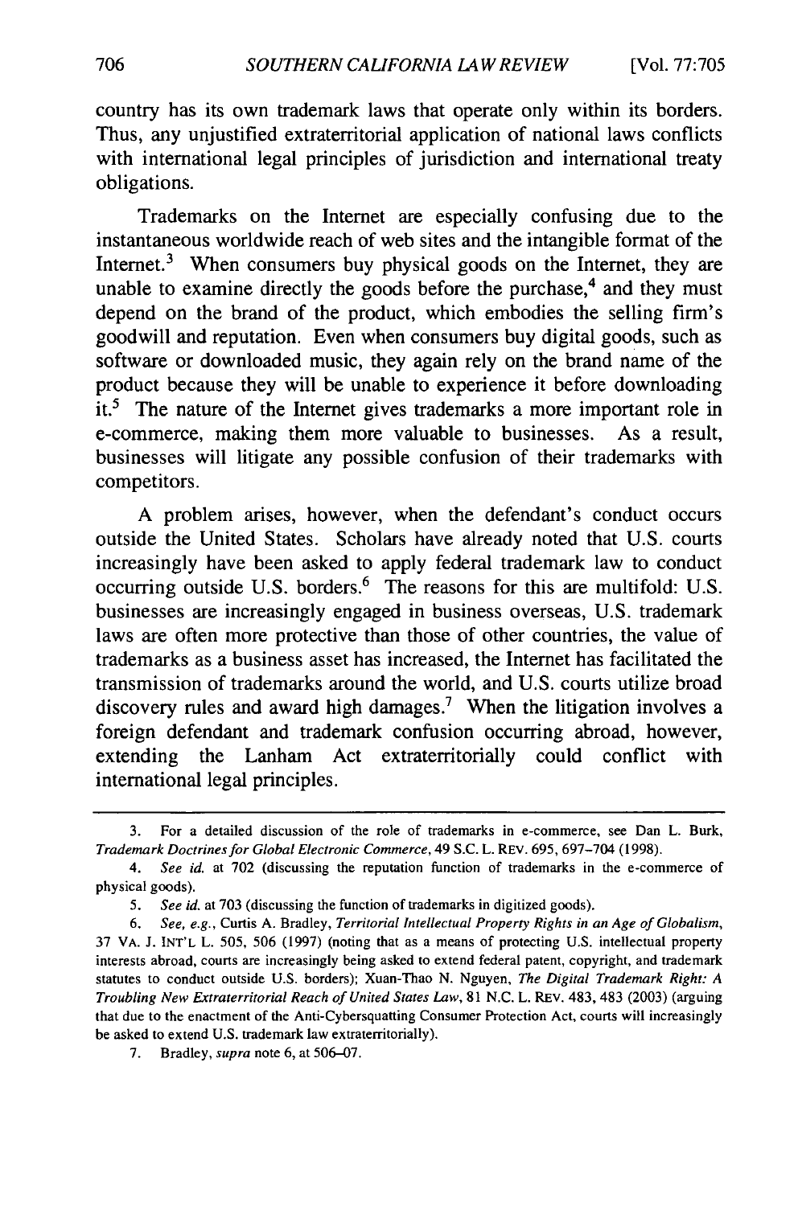country has its own trademark laws that operate only within its borders. Thus, any unjustified extraterritorial application of national laws conflicts with international legal principles of jurisdiction and international treaty obligations.

Trademarks on the Internet are especially confusing due to the instantaneous worldwide reach of web sites and the intangible format of the Internet.[3] When consumers buy physical goods on the Internet, they are unable to examine directly the goods before the purchase,[4] and they must depend on the brand of the product, which embodies the selling firm's goodwill and reputation. Even when consumers buy digital goods, such as software or downloaded music, they again rely on the brand name of the product because they will be unable to experience it before downloading it.[5] The nature of the Internet gives trademarks a more important role in e-commerce, making them more valuable to businesses. As a result, businesses will litigate any possible confusion of their trademarks with competitors.

A problem arises, however, when the defendant's conduct occurs outside the United States. Scholars have already noted that U.S. courts increasingly have been asked to apply federal trademark law to conduct occurring outside U.S. borders.[6] The reasons for this are multifold: U.S. businesses are increasingly engaged in business overseas, U.S. trademark laws are often more protective than those of other countries, the value of trademarks as a business asset has increased, the Internet has facilitated the transmission of trademarks around the world, and U.S. courts utilize broad discovery rules and award high damages.[7] When the litigation involves a foreign defendant and trademark confusion occurring abroad, however, extending the Lanham Act extraterritorially could conflict with international legal principles.

---

3. For a detailed discussion of the role of trademarks in e-commerce, see Dan L. Burk, *Trademark Doctrines for Global Electronic Commerce*, 49 S.C. L. REV. 695, 697–704 (1998).

4. *See id.* at 702 (discussing the reputation function of trademarks in the e-commerce of physical goods).

5. *See id.* at 703 (discussing the function of trademarks in digitized goods).

6. *See, e.g.*, Curtis A. Bradley, *Territorial Intellectual Property Rights in an Age of Globalism*, 37 VA. J. INT'L L. 505, 506 (1997) (noting that as a means of protecting U.S. intellectual property interests abroad, courts are increasingly being asked to extend federal patent, copyright, and trademark statutes to conduct outside U.S. borders); Xuan-Thao N. Nguyen, *The Digital Trademark Right: A Troubling New Extraterritorial Reach of United States Law*, 81 N.C. L. REV. 483, 483 (2003) (arguing that due to the enactment of the Anti-Cybersquatting Consumer Protection Act, courts will increasingly be asked to extend U.S. trademark law extraterritorially).

7. Bradley, *supra* note 6, at 506–07.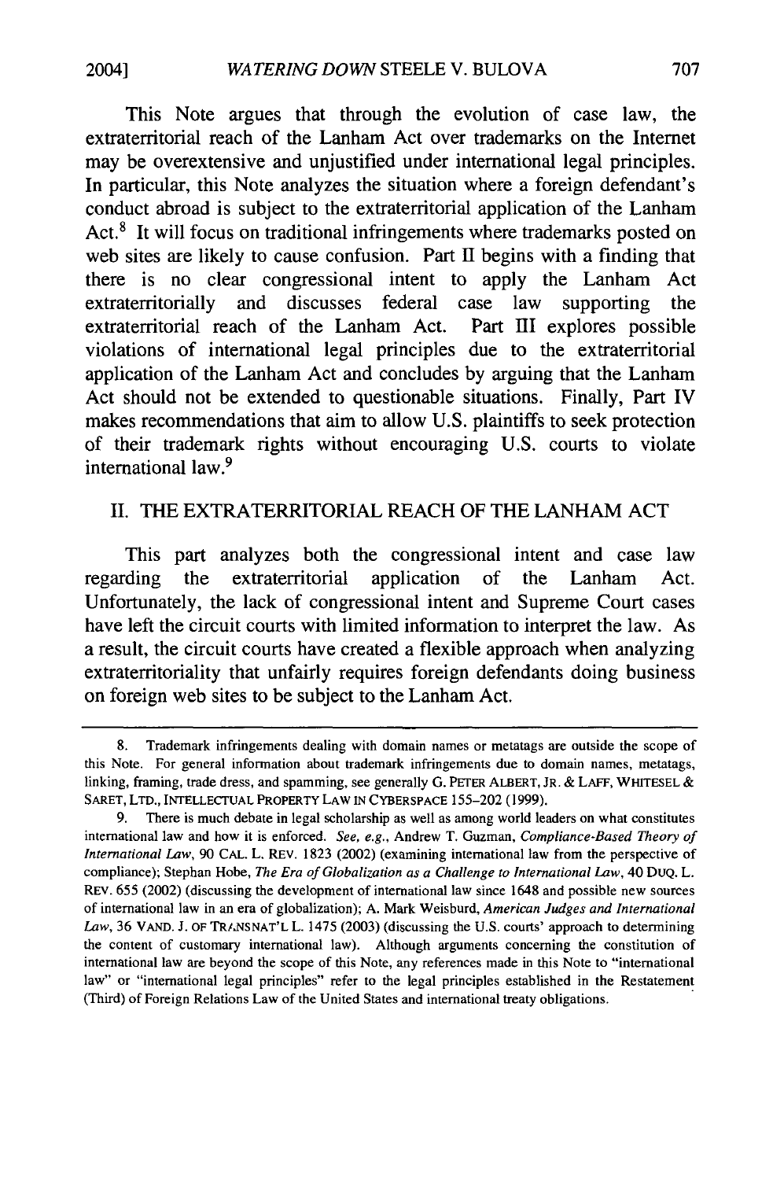This Note argues that through the evolution of case law, the extraterritorial reach of the Lanham Act over trademarks on the Internet may be overextensive and unjustified under international legal principles. In particular, this Note analyzes the situation where a foreign defendant's conduct abroad is subject to the extraterritorial application of the Lanham Act.[8] It will focus on traditional infringements where trademarks posted on web sites are likely to cause confusion. Part II begins with a finding that there is no clear congressional intent to apply the Lanham Act extraterritorially and discusses federal case law supporting the extraterritorial reach of the Lanham Act. Part III explores possible violations of international legal principles due to the extraterritorial application of the Lanham Act and concludes by arguing that the Lanham Act should not be extended to questionable situations. Finally, Part IV makes recommendations that aim to allow U.S. plaintiffs to seek protection of their trademark rights without encouraging U.S. courts to violate international law.[9]

## II. THE EXTRATERRITORIAL REACH OF THE LANHAM ACT

This part analyzes both the congressional intent and case law regarding the extraterritorial application of the Lanham Act. Unfortunately, the lack of congressional intent and Supreme Court cases have left the circuit courts with limited information to interpret the law. As a result, the circuit courts have created a flexible approach when analyzing extraterritoriality that unfairly requires foreign defendants doing business on foreign web sites to be subject to the Lanham Act.

---

8. Trademark infringements dealing with domain names or metatags are outside the scope of this Note. For general information about trademark infringements due to domain names, metatags, linking, framing, trade dress, and spamming, see generally G. PETER ALBERT, JR. & LAFF, WHITESEL & SARET, LTD., INTELLECTUAL PROPERTY LAW IN CYBERSPACE 155–202 (1999).

9. There is much debate in legal scholarship as well as among world leaders on what constitutes international law and how it is enforced. *See, e.g.*, Andrew T. Guzman, *Compliance-Based Theory of International Law*, 90 CAL. L. REV. 1823 (2002) (examining international law from the perspective of compliance); Stephan Hobe, *The Era of Globalization as a Challenge to International Law*, 40 DUQ. L. REV. 655 (2002) (discussing the development of international law since 1648 and possible new sources of international law in an era of globalization); A. Mark Weisburd, *American Judges and International Law*, 36 VAND. J. OF TRANSNAT'L L. 1475 (2003) (discussing the U.S. courts' approach to determining the content of customary international law). Although arguments concerning the constitution of international law are beyond the scope of this Note, any references made in this Note to "international law" or "international legal principles" refer to the legal principles established in the Restatement (Third) of Foreign Relations Law of the United States and international treaty obligations.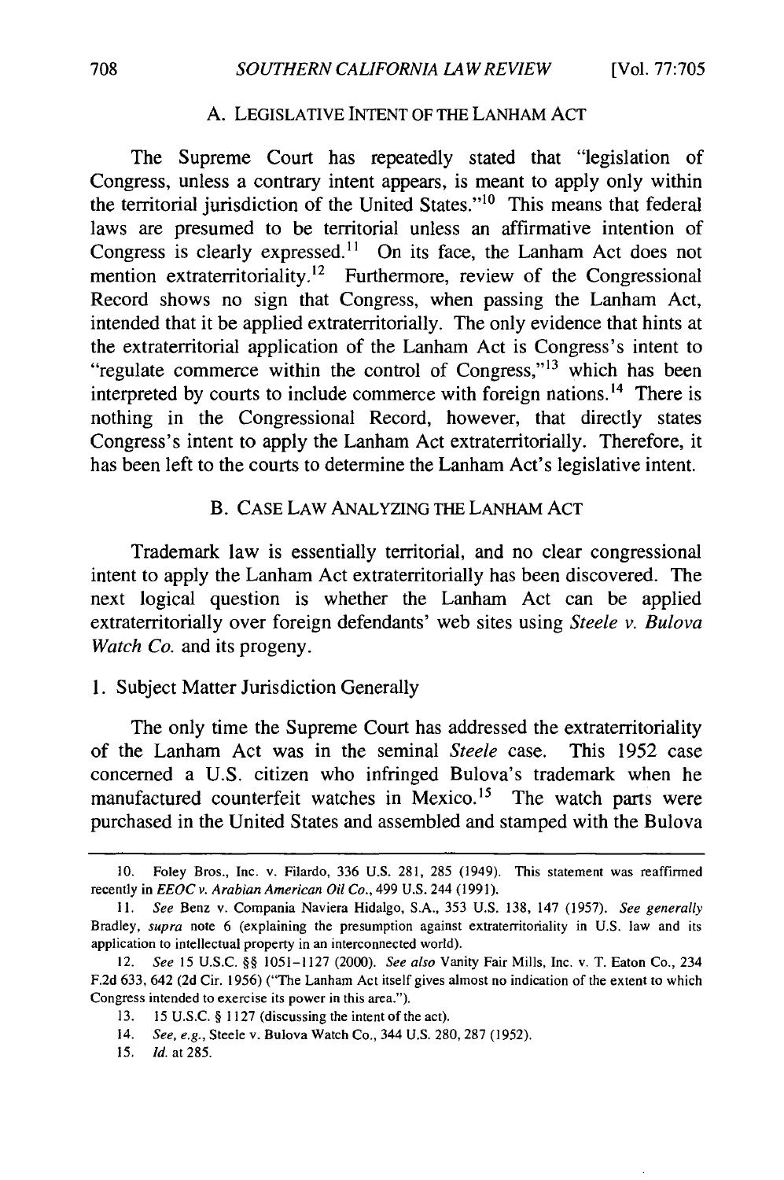### A. LEGISLATIVE INTENT OF THE LANHAM ACT

The Supreme Court has repeatedly stated that "legislation of Congress, unless a contrary intent appears, is meant to apply only within the territorial jurisdiction of the United States."[10] This means that federal laws are presumed to be territorial unless an affirmative intention of Congress is clearly expressed.[11] On its face, the Lanham Act does not mention extraterritoriality.[12] Furthermore, review of the Congressional Record shows no sign that Congress, when passing the Lanham Act, intended that it be applied extraterritorially. The only evidence that hints at the extraterritorial application of the Lanham Act is Congress's intent to "regulate commerce within the control of Congress,"[13] which has been interpreted by courts to include commerce with foreign nations.[14] There is nothing in the Congressional Record, however, that directly states Congress's intent to apply the Lanham Act extraterritorially. Therefore, it has been left to the courts to determine the Lanham Act's legislative intent.

### B. CASE LAW ANALYZING THE LANHAM ACT

Trademark law is essentially territorial, and no clear congressional intent to apply the Lanham Act extraterritorially has been discovered. The next logical question is whether the Lanham Act can be applied extraterritorially over foreign defendants' web sites using *Steele v. Bulova Watch Co.* and its progeny.

#### 1. Subject Matter Jurisdiction Generally

The only time the Supreme Court has addressed the extraterritoriality of the Lanham Act was in the seminal *Steele* case. This 1952 case concerned a U.S. citizen who infringed Bulova's trademark when he manufactured counterfeit watches in Mexico.[15] The watch parts were purchased in the United States and assembled and stamped with the Bulova

---

10. Foley Bros., Inc. v. Filardo, 336 U.S. 281, 285 (1949). This statement was reaffirmed recently in *EEOC v. Arabian American Oil Co.*, 499 U.S. 244 (1991).

11. *See* Benz v. Compania Naviera Hidalgo, S.A., 353 U.S. 138, 147 (1957). *See generally* Bradley, *supra* note 6 (explaining the presumption against extraterritoriality in U.S. law and its application to intellectual property in an interconnected world).

12. *See* 15 U.S.C. §§ 1051–1127 (2000). *See also* Vanity Fair Mills, Inc. v. T. Eaton Co., 234 F.2d 633, 642 (2d Cir. 1956) ("The Lanham Act itself gives almost no indication of the extent to which Congress intended to exercise its power in this area.").

13. 15 U.S.C. § 1127 (discussing the intent of the act).

14. *See, e.g.*, Steele v. Bulova Watch Co., 344 U.S. 280, 287 (1952).

15. *Id.* at 285.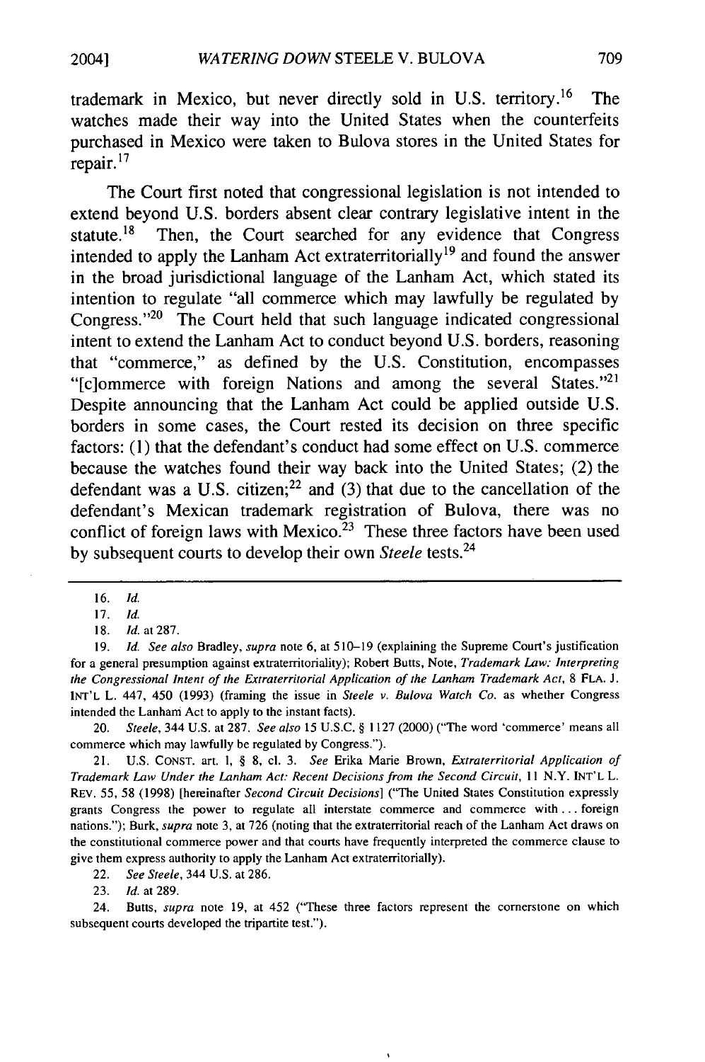trademark in Mexico, but never directly sold in U.S. territory.[16] The watches made their way into the United States when the counterfeits purchased in Mexico were taken to Bulova stores in the United States for repair.[17]

The Court first noted that congressional legislation is not intended to extend beyond U.S. borders absent clear contrary legislative intent in the statute.[18] Then, the Court searched for any evidence that Congress intended to apply the Lanham Act extraterritorially[19] and found the answer in the broad jurisdictional language of the Lanham Act, which stated its intention to regulate "all commerce which may lawfully be regulated by Congress."[20] The Court held that such language indicated congressional intent to extend the Lanham Act to conduct beyond U.S. borders, reasoning that "commerce," as defined by the U.S. Constitution, encompasses "[c]ommerce with foreign Nations and among the several States."[21] Despite announcing that the Lanham Act could be applied outside U.S. borders in some cases, the Court rested its decision on three specific factors: (1) that the defendant's conduct had some effect on U.S. commerce because the watches found their way back into the United States; (2) the defendant was a U.S. citizen;[22] and (3) that due to the cancellation of the defendant's Mexican trademark registration of Bulova, there was no conflict of foreign laws with Mexico.[23] These three factors have been used by subsequent courts to develop their own *Steele* tests.[24]

---

16. *Id.*

17. *Id.*

18. *Id.* at 287.

19. *Id. See also* Bradley, *supra* note 6, at 510–19 (explaining the Supreme Court's justification for a general presumption against extraterritoriality); Robert Butts, Note, *Trademark Law: Interpreting the Congressional Intent of the Extraterritorial Application of the Lanham Trademark Act*, 8 FLA. J. INT'L L. 447, 450 (1993) (framing the issue in *Steele v. Bulova Watch Co.* as whether Congress intended the Lanham Act to apply to the instant facts).

20. *Steele*, 344 U.S. at 287. *See also* 15 U.S.C. § 1127 (2000) ("The word 'commerce' means all commerce which may lawfully be regulated by Congress.").

21. U.S. CONST. art. 1, § 8, cl. 3. *See* Erika Marie Brown, *Extraterritorial Application of Trademark Law Under the Lanham Act: Recent Decisions from the Second Circuit*, 11 N.Y. INT'L L. REV. 55, 58 (1998) [hereinafter *Second Circuit Decisions*] ("The United States Constitution expressly grants Congress the power to regulate all interstate commerce and commerce with . . . foreign nations."); Burk, *supra* note 3, at 726 (noting that the extraterritorial reach of the Lanham Act draws on the constitutional commerce power and that courts have frequently interpreted the commerce clause to give them express authority to apply the Lanham Act extraterritorially).

22. *See Steele*, 344 U.S. at 286.

23. *Id.* at 289.

24. Butts, *supra* note 19, at 452 ("These three factors represent the cornerstone on which subsequent courts developed the tripartite test.").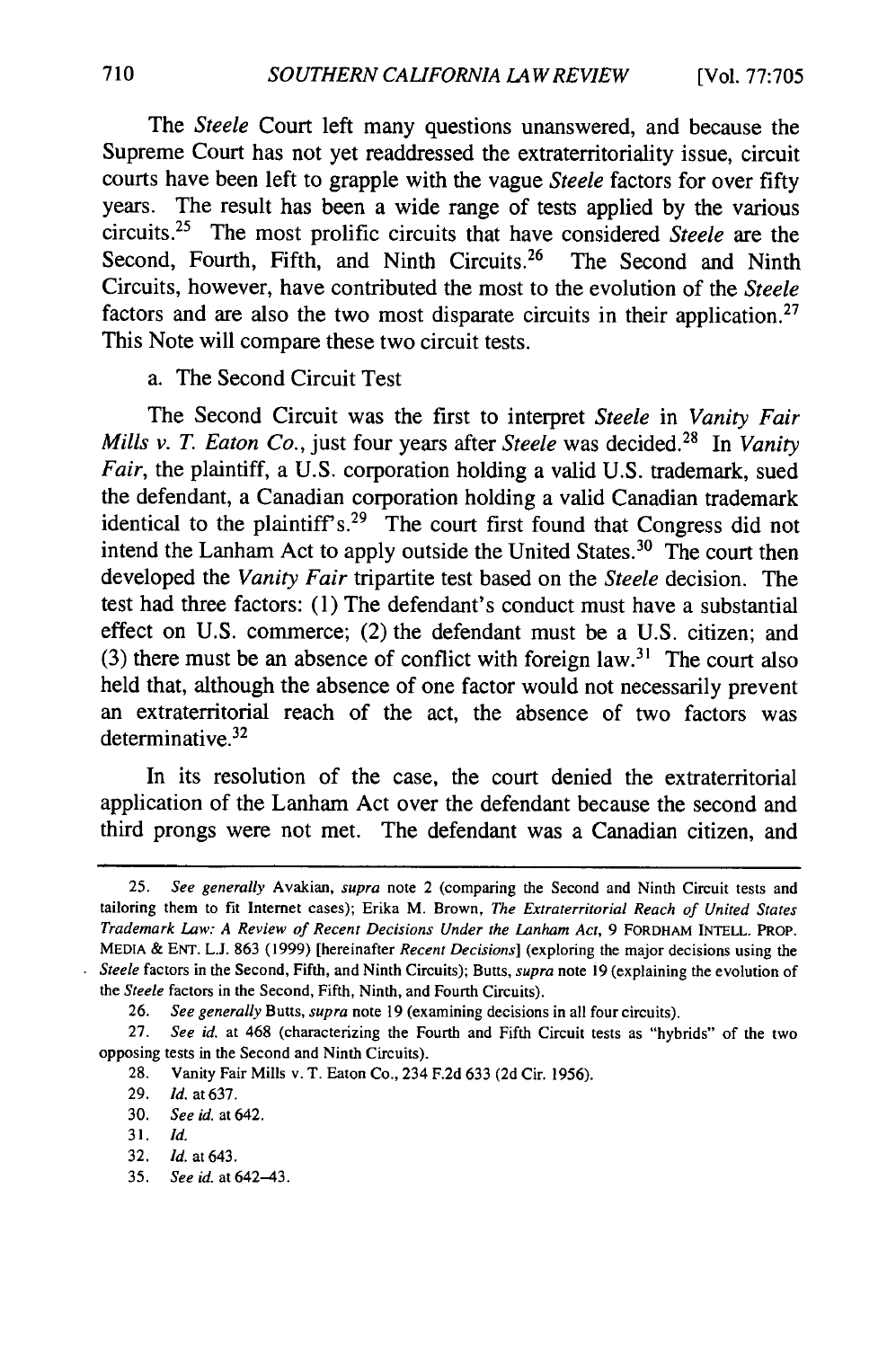The *Steele* Court left many questions unanswered, and because the Supreme Court has not yet readdressed the extraterritoriality issue, circuit courts have been left to grapple with the vague *Steele* factors for over fifty years. The result has been a wide range of tests applied by the various circuits.[25] The most prolific circuits that have considered *Steele* are the Second, Fourth, Fifth, and Ninth Circuits.[26] The Second and Ninth Circuits, however, have contributed the most to the evolution of the *Steele* factors and are also the two most disparate circuits in their application.[27] This Note will compare these two circuit tests.

a. The Second Circuit Test

The Second Circuit was the first to interpret *Steele* in *Vanity Fair Mills v. T. Eaton Co.*, just four years after *Steele* was decided.[28] In *Vanity Fair*, the plaintiff, a U.S. corporation holding a valid U.S. trademark, sued the defendant, a Canadian corporation holding a valid Canadian trademark identical to the plaintiff's.[29] The court first found that Congress did not intend the Lanham Act to apply outside the United States.[30] The court then developed the *Vanity Fair* tripartite test based on the *Steele* decision. The test had three factors: (1) The defendant's conduct must have a substantial effect on U.S. commerce; (2) the defendant must be a U.S. citizen; and (3) there must be an absence of conflict with foreign law.[31] The court also held that, although the absence of one factor would not necessarily prevent an extraterritorial reach of the act, the absence of two factors was determinative.[32]

In its resolution of the case, the court denied the extraterritorial application of the Lanham Act over the defendant because the second and third prongs were not met. The defendant was a Canadian citizen, and

---

25. *See generally* Avakian, *supra* note 2 (comparing the Second and Ninth Circuit tests and tailoring them to fit Internet cases); Erika M. Brown, *The Extraterritorial Reach of United States Trademark Law: A Review of Recent Decisions Under the Lanham Act*, 9 FORDHAM INTELL. PROP. MEDIA & ENT. L.J. 863 (1999) [hereinafter *Recent Decisions*] (exploring the major decisions using the *Steele* factors in the Second, Fifth, and Ninth Circuits); Butts, *supra* note 19 (explaining the evolution of the *Steele* factors in the Second, Fifth, Ninth, and Fourth Circuits).

26. *See generally* Butts, *supra* note 19 (examining decisions in all four circuits).

27. *See id.* at 468 (characterizing the Fourth and Fifth Circuit tests as "hybrids" of the two opposing tests in the Second and Ninth Circuits).

28. Vanity Fair Mills v. T. Eaton Co., 234 F.2d 633 (2d Cir. 1956).

29. *Id.* at 637.

30. *See id.* at 642.

31. *Id.*

32. *Id.* at 643.

35. *See id.* at 642–43.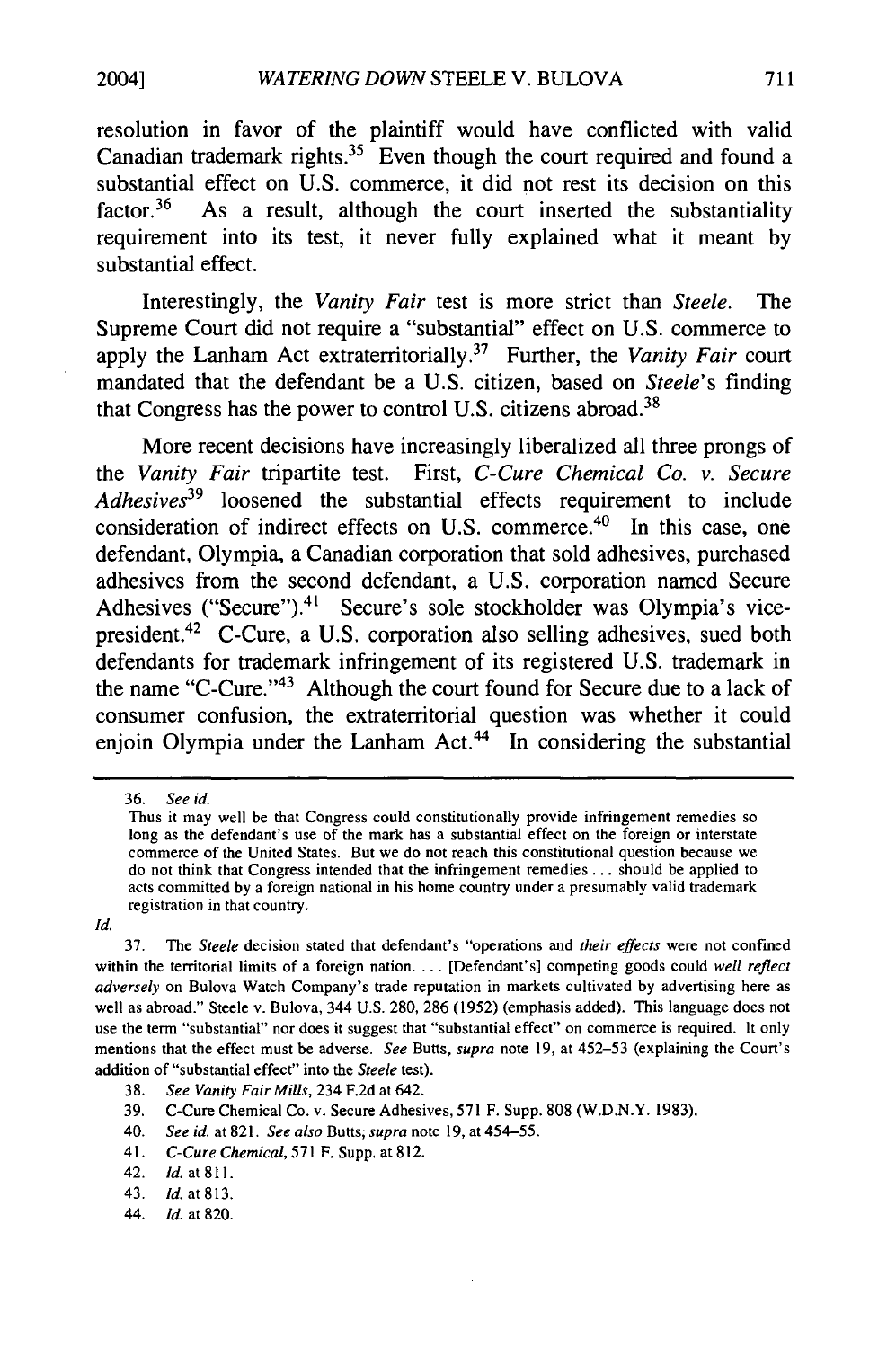resolution in favor of the plaintiff would have conflicted with valid Canadian trademark rights.[35] Even though the court required and found a substantial effect on U.S. commerce, it did not rest its decision on this factor.[36] As a result, although the court inserted the substantiality requirement into its test, it never fully explained what it meant by substantial effect.

Interestingly, the *Vanity Fair* test is more strict than *Steele*. The Supreme Court did not require a "substantial" effect on U.S. commerce to apply the Lanham Act extraterritorially.[37] Further, the *Vanity Fair* court mandated that the defendant be a U.S. citizen, based on *Steele*'s finding that Congress has the power to control U.S. citizens abroad.[38]

More recent decisions have increasingly liberalized all three prongs of the *Vanity Fair* tripartite test. First, *C-Cure Chemical Co. v. Secure Adhesives*[39] loosened the substantial effects requirement to include consideration of indirect effects on U.S. commerce.[40] In this case, one defendant, Olympia, a Canadian corporation that sold adhesives, purchased adhesives from the second defendant, a U.S. corporation named Secure Adhesives ("Secure").[41] Secure's sole stockholder was Olympia's vice-president.[42] C-Cure, a U.S. corporation also selling adhesives, sued both defendants for trademark infringement of its registered U.S. trademark in the name "C-Cure."[43] Although the court found for Secure due to a lack of consumer confusion, the extraterritorial question was whether it could enjoin Olympia under the Lanham Act.[44] In considering the substantial

---

36. *See id.*

> Thus it may well be that Congress could constitutionally provide infringement remedies so long as the defendant's use of the mark has a substantial effect on the foreign or interstate commerce of the United States. But we do not reach this constitutional question because we do not think that Congress intended that the infringement remedies ... should be applied to acts committed by a foreign national in his home country under a presumably valid trademark registration in that country.

*Id.*

37. The *Steele* decision stated that defendant's "operations and *their effects* were not confined within the territorial limits of a foreign nation. ... [Defendant's] competing goods could *well reflect adversely* on Bulova Watch Company's trade reputation in markets cultivated by advertising here as well as abroad." Steele v. Bulova, 344 U.S. 280, 286 (1952) (emphasis added). This language does not use the term "substantial" nor does it suggest that "substantial effect" on commerce is required. It only mentions that the effect must be adverse. *See* Butts, *supra* note 19, at 452–53 (explaining the Court's addition of "substantial effect" into the *Steele* test).

38. *See Vanity Fair Mills*, 234 F.2d at 642.

39. C-Cure Chemical Co. v. Secure Adhesives, 571 F. Supp. 808 (W.D.N.Y. 1983).

40. *See id.* at 821. *See also* Butts; *supra* note 19, at 454–55.

41. *C-Cure Chemical*, 571 F. Supp. at 812.

42. *Id.* at 811.

43. *Id.* at 813.

44. *Id.* at 820.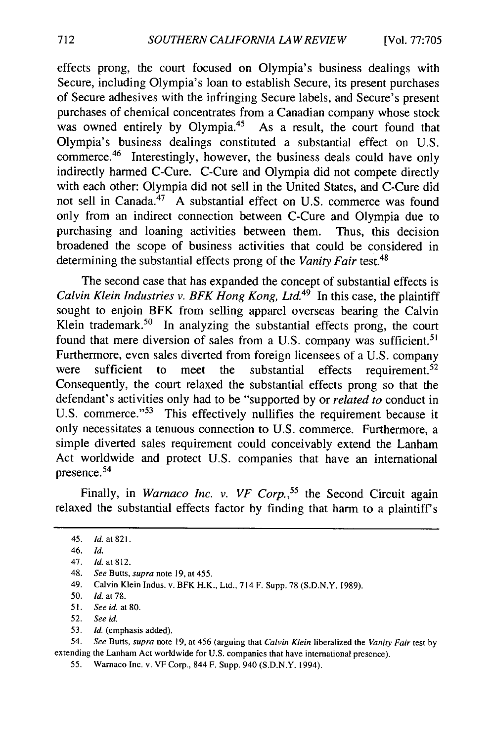effects prong, the court focused on Olympia's business dealings with Secure, including Olympia's loan to establish Secure, its present purchases of Secure adhesives with the infringing Secure labels, and Secure's present purchases of chemical concentrates from a Canadian company whose stock was owned entirely by Olympia.[45] As a result, the court found that Olympia's business dealings constituted a substantial effect on U.S. commerce.[46] Interestingly, however, the business deals could have only indirectly harmed C-Cure. C-Cure and Olympia did not compete directly with each other: Olympia did not sell in the United States, and C-Cure did not sell in Canada.[47] A substantial effect on U.S. commerce was found only from an indirect connection between C-Cure and Olympia due to purchasing and loaning activities between them. Thus, this decision broadened the scope of business activities that could be considered in determining the substantial effects prong of the *Vanity Fair* test.[48]

The second case that has expanded the concept of substantial effects is *Calvin Klein Industries v. BFK Hong Kong, Ltd.*[49] In this case, the plaintiff sought to enjoin BFK from selling apparel overseas bearing the Calvin Klein trademark.[50] In analyzing the substantial effects prong, the court found that mere diversion of sales from a U.S. company was sufficient.[51] Furthermore, even sales diverted from foreign licensees of a U.S. company were sufficient to meet the substantial effects requirement.[52] Consequently, the court relaxed the substantial effects prong so that the defendant's activities only had to be "supported by or *related to* conduct in U.S. commerce."[53] This effectively nullifies the requirement because it only necessitates a tenuous connection to U.S. commerce. Furthermore, a simple diverted sales requirement could conceivably extend the Lanham Act worldwide and protect U.S. companies that have an international presence.[54]

Finally, in *Warnaco Inc. v. VF Corp.*,[55] the Second Circuit again relaxed the substantial effects factor by finding that harm to a plaintiff's

---

45. *Id.* at 821.

46. *Id.*

47. *Id.* at 812.

48. *See* Butts, *supra* note 19, at 455.

49. Calvin Klein Indus. v. BFK H.K., Ltd., 714 F. Supp. 78 (S.D.N.Y. 1989).

50. *Id.* at 78.

51. *See id.* at 80.

52. *See id.*

53. *Id.* (emphasis added).

54. *See* Butts, *supra* note 19, at 456 (arguing that *Calvin Klein* liberalized the *Vanity Fair* test by extending the Lanham Act worldwide for U.S. companies that have international presence).

55. Warnaco Inc. v. VF Corp., 844 F. Supp. 940 (S.D.N.Y. 1994).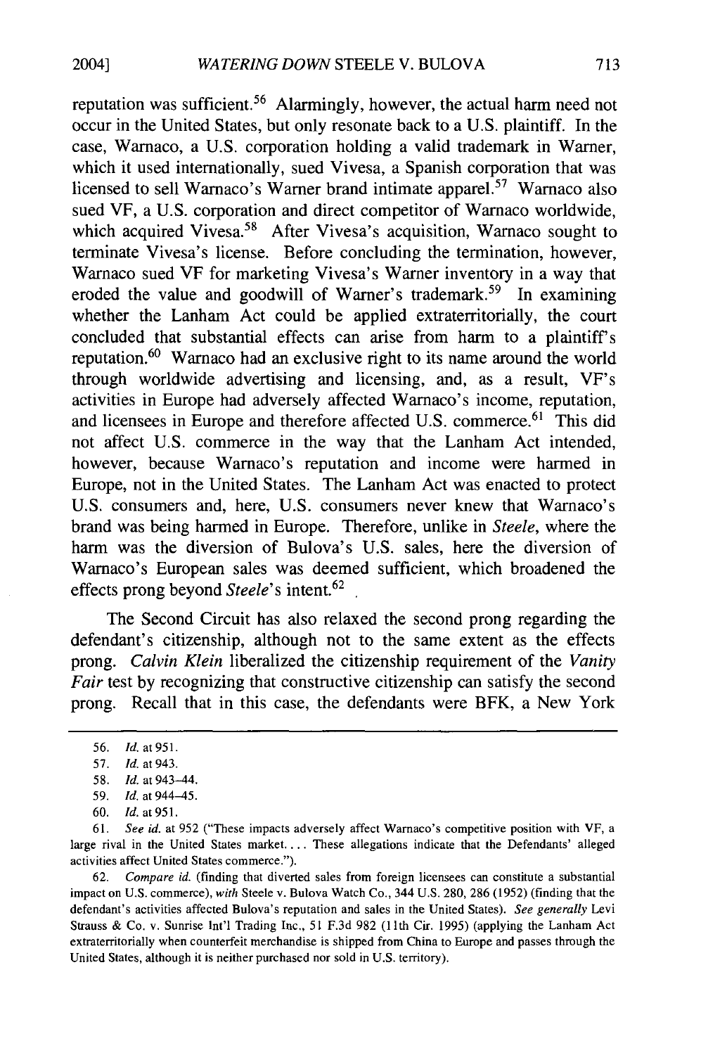reputation was sufficient.[56] Alarmingly, however, the actual harm need not occur in the United States, but only resonate back to a U.S. plaintiff. In the case, Warnaco, a U.S. corporation holding a valid trademark in Warner, which it used internationally, sued Vivesa, a Spanish corporation that was licensed to sell Warnaco's Warner brand intimate apparel.[57] Warnaco also sued VF, a U.S. corporation and direct competitor of Warnaco worldwide, which acquired Vivesa.[58] After Vivesa's acquisition, Warnaco sought to terminate Vivesa's license. Before concluding the termination, however, Warnaco sued VF for marketing Vivesa's Warner inventory in a way that eroded the value and goodwill of Warner's trademark.[59] In examining whether the Lanham Act could be applied extraterritorially, the court concluded that substantial effects can arise from harm to a plaintiff's reputation.[60] Warnaco had an exclusive right to its name around the world through worldwide advertising and licensing, and, as a result, VF's activities in Europe had adversely affected Warnaco's income, reputation, and licensees in Europe and therefore affected U.S. commerce.[61] This did not affect U.S. commerce in the way that the Lanham Act intended, however, because Warnaco's reputation and income were harmed in Europe, not in the United States. The Lanham Act was enacted to protect U.S. consumers and, here, U.S. consumers never knew that Warnaco's brand was being harmed in Europe. Therefore, unlike in *Steele*, where the harm was the diversion of Bulova's U.S. sales, here the diversion of Warnaco's European sales was deemed sufficient, which broadened the effects prong beyond *Steele*'s intent.[62]

The Second Circuit has also relaxed the second prong regarding the defendant's citizenship, although not to the same extent as the effects prong. *Calvin Klein* liberalized the citizenship requirement of the *Vanity Fair* test by recognizing that constructive citizenship can satisfy the second prong. Recall that in this case, the defendants were BFK, a New York

---

56. *Id.* at 951.

57. *Id.* at 943.

58. *Id.* at 943–44.

59. *Id.* at 944–45.

60. *Id.* at 951.

61. *See id.* at 952 ("These impacts adversely affect Warnaco's competitive position with VF, a large rival in the United States market. . . . These allegations indicate that the Defendants' alleged activities affect United States commerce.").

62. *Compare id.* (finding that diverted sales from foreign licensees can constitute a substantial impact on U.S. commerce), *with* Steele v. Bulova Watch Co., 344 U.S. 280, 286 (1952) (finding that the defendant's activities affected Bulova's reputation and sales in the United States). *See generally* Levi Strauss & Co. v. Sunrise Int'l Trading Inc., 51 F.3d 982 (11th Cir. 1995) (applying the Lanham Act extraterritorially when counterfeit merchandise is shipped from China to Europe and passes through the United States, although it is neither purchased nor sold in U.S. territory).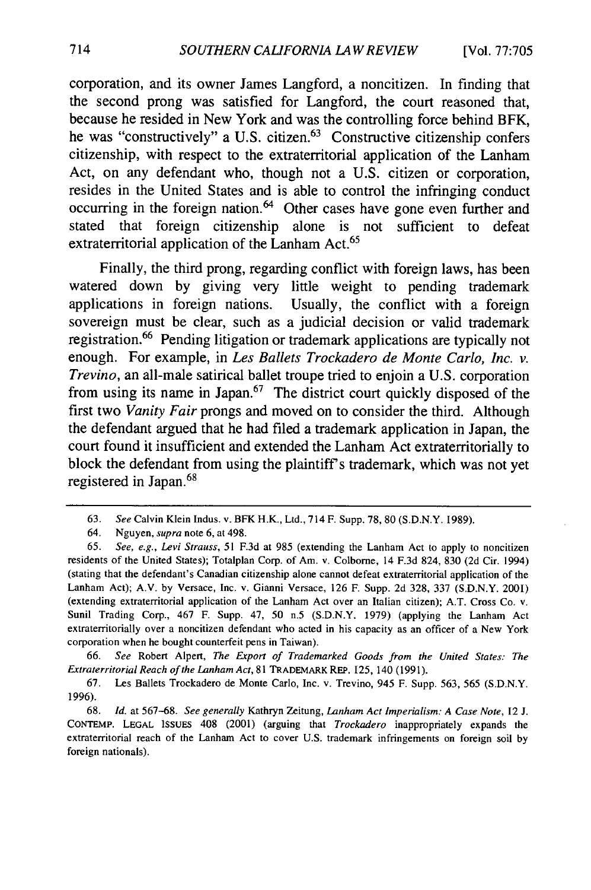corporation, and its owner James Langford, a noncitizen. In finding that the second prong was satisfied for Langford, the court reasoned that, because he resided in New York and was the controlling force behind BFK, he was "constructively" a U.S. citizen.[63] Constructive citizenship confers citizenship, with respect to the extraterritorial application of the Lanham Act, on any defendant who, though not a U.S. citizen or corporation, resides in the United States and is able to control the infringing conduct occurring in the foreign nation.[64] Other cases have gone even further and stated that foreign citizenship alone is not sufficient to defeat extraterritorial application of the Lanham Act.[65]

Finally, the third prong, regarding conflict with foreign laws, has been watered down by giving very little weight to pending trademark applications in foreign nations. Usually, the conflict with a foreign sovereign must be clear, such as a judicial decision or valid trademark registration.[66] Pending litigation or trademark applications are typically not enough. For example, in *Les Ballets Trockadero de Monte Carlo, Inc. v. Trevino*, an all-male satirical ballet troupe tried to enjoin a U.S. corporation from using its name in Japan.[67] The district court quickly disposed of the first two *Vanity Fair* prongs and moved on to consider the third. Although the defendant argued that he had filed a trademark application in Japan, the court found it insufficient and extended the Lanham Act extraterritorially to block the defendant from using the plaintiff's trademark, which was not yet registered in Japan.[68]

---

63. *See* Calvin Klein Indus. v. BFK H.K., Ltd., 714 F. Supp. 78, 80 (S.D.N.Y. 1989).

64. Nguyen, *supra* note 6, at 498.

65. *See, e.g.*, *Levi Strauss*, 51 F.3d at 985 (extending the Lanham Act to apply to noncitizen residents of the United States); Totalplan Corp. of Am. v. Colborne, 14 F.3d 824, 830 (2d Cir. 1994) (stating that the defendant's Canadian citizenship alone cannot defeat extraterritorial application of the Lanham Act); A.V. by Versace, Inc. v. Gianni Versace, 126 F. Supp. 2d 328, 337 (S.D.N.Y. 2001) (extending extraterritorial application of the Lanham Act over an Italian citizen); A.T. Cross Co. v. Sunil Trading Corp., 467 F. Supp. 47, 50 n.5 (S.D.N.Y. 1979) (applying the Lanham Act extraterritorially over a noncitizen defendant who acted in his capacity as an officer of a New York corporation when he bought counterfeit pens in Taiwan).

66. *See* Robert Alpert, *The Export of Trademarked Goods from the United States: The Extraterritorial Reach of the Lanham Act*, 81 TRADEMARK REP. 125, 140 (1991).

67. Les Ballets Trockadero de Monte Carlo, Inc. v. Trevino, 945 F. Supp. 563, 565 (S.D.N.Y. 1996).

68. *Id.* at 567–68. *See generally* Kathryn Zeitung, *Lanham Act Imperialism: A Case Note*, 12 J. CONTEMP. LEGAL ISSUES 408 (2001) (arguing that *Trockadero* inappropriately expands the extraterritorial reach of the Lanham Act to cover U.S. trademark infringements on foreign soil by foreign nationals).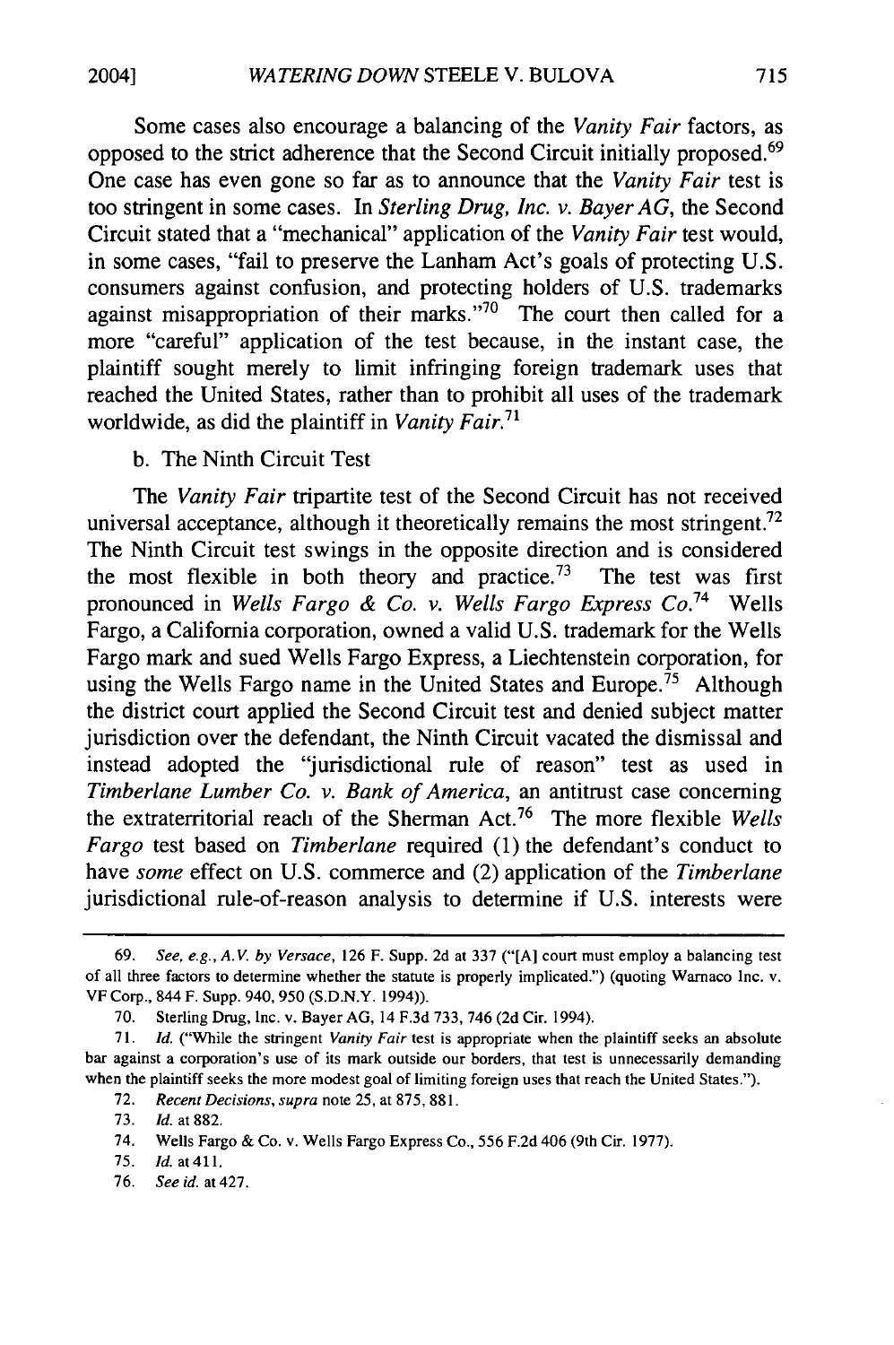Some cases also encourage a balancing of the *Vanity Fair* factors, as opposed to the strict adherence that the Second Circuit initially proposed.[69] One case has even gone so far as to announce that the *Vanity Fair* test is too stringent in some cases. In *Sterling Drug, Inc. v. Bayer AG*, the Second Circuit stated that a "mechanical" application of the *Vanity Fair* test would, in some cases, "fail to preserve the Lanham Act's goals of protecting U.S. consumers against confusion, and protecting holders of U.S. trademarks against misappropriation of their marks."[70] The court then called for a more "careful" application of the test because, in the instant case, the plaintiff sought merely to limit infringing foreign trademark uses that reached the United States, rather than to prohibit all uses of the trademark worldwide, as did the plaintiff in *Vanity Fair*.[71]

b. The Ninth Circuit Test

The *Vanity Fair* tripartite test of the Second Circuit has not received universal acceptance, although it theoretically remains the most stringent.[72] The Ninth Circuit test swings in the opposite direction and is considered the most flexible in both theory and practice.[73] The test was first pronounced in *Wells Fargo & Co. v. Wells Fargo Express Co.*[74] Wells Fargo, a California corporation, owned a valid U.S. trademark for the Wells Fargo mark and sued Wells Fargo Express, a Liechtenstein corporation, for using the Wells Fargo name in the United States and Europe.[75] Although the district court applied the Second Circuit test and denied subject matter jurisdiction over the defendant, the Ninth Circuit vacated the dismissal and instead adopted the "jurisdictional rule of reason" test as used in *Timberlane Lumber Co. v. Bank of America*, an antitrust case concerning the extraterritorial reach of the Sherman Act.[76] The more flexible *Wells Fargo* test based on *Timberlane* required (1) the defendant's conduct to have *some* effect on U.S. commerce and (2) application of the *Timberlane* jurisdictional rule-of-reason analysis to determine if U.S. interests were

---

69. *See, e.g.*, *A.V. by Versace*, 126 F. Supp. 2d at 337 ("[A] court must employ a balancing test of all three factors to determine whether the statute is properly implicated.") (quoting Warnaco Inc. v. VF Corp., 844 F. Supp. 940, 950 (S.D.N.Y. 1994)).

70. Sterling Drug, Inc. v. Bayer AG, 14 F.3d 733, 746 (2d Cir. 1994).

71. *Id.* ("While the stringent *Vanity Fair* test is appropriate when the plaintiff seeks an absolute bar against a corporation's use of its mark outside our borders, that test is unnecessarily demanding when the plaintiff seeks the more modest goal of limiting foreign uses that reach the United States.").

72. *Recent Decisions*, *supra* note 25, at 875, 881.

73. *Id.* at 882.

74. Wells Fargo & Co. v. Wells Fargo Express Co., 556 F.2d 406 (9th Cir. 1977).

75. *Id.* at 411.

76. *See id.* at 427.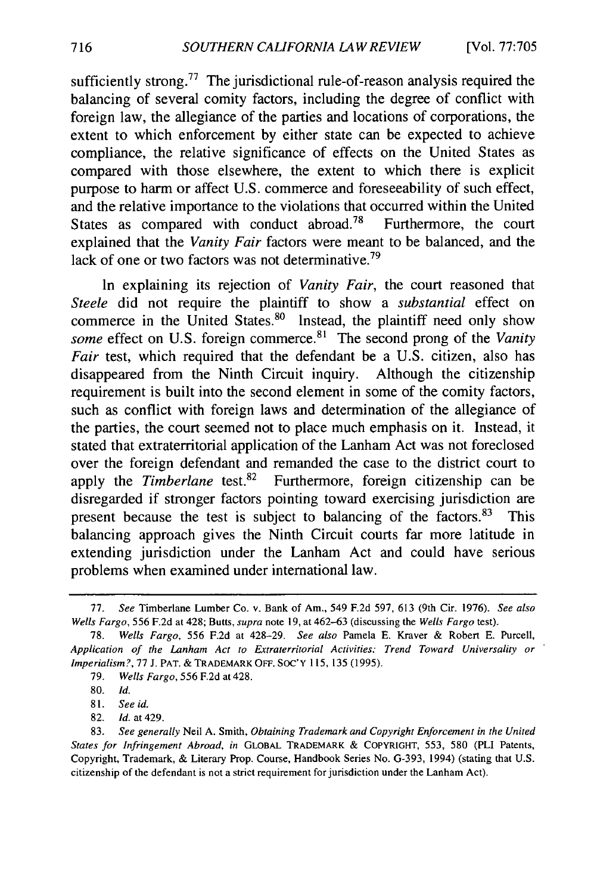sufficiently strong.[77] The jurisdictional rule-of-reason analysis required the balancing of several comity factors, including the degree of conflict with foreign law, the allegiance of the parties and locations of corporations, the extent to which enforcement by either state can be expected to achieve compliance, the relative significance of effects on the United States as compared with those elsewhere, the extent to which there is explicit purpose to harm or affect U.S. commerce and foreseeability of such effect, and the relative importance to the violations that occurred within the United States as compared with conduct abroad.[78] Furthermore, the court explained that the *Vanity Fair* factors were meant to be balanced, and the lack of one or two factors was not determinative.[79]

In explaining its rejection of *Vanity Fair*, the court reasoned that *Steele* did not require the plaintiff to show a *substantial* effect on commerce in the United States.[80] Instead, the plaintiff need only show *some* effect on U.S. foreign commerce.[81] The second prong of the *Vanity Fair* test, which required that the defendant be a U.S. citizen, also has disappeared from the Ninth Circuit inquiry. Although the citizenship requirement is built into the second element in some of the comity factors, such as conflict with foreign laws and determination of the allegiance of the parties, the court seemed not to place much emphasis on it. Instead, it stated that extraterritorial application of the Lanham Act was not foreclosed over the foreign defendant and remanded the case to the district court to apply the *Timberlane* test.[82] Furthermore, foreign citizenship can be disregarded if stronger factors pointing toward exercising jurisdiction are present because the test is subject to balancing of the factors.[83] This balancing approach gives the Ninth Circuit courts far more latitude in extending jurisdiction under the Lanham Act and could have serious problems when examined under international law.

---

77. *See* Timberlane Lumber Co. v. Bank of Am., 549 F.2d 597, 613 (9th Cir. 1976). *See also Wells Fargo*, 556 F.2d at 428; Butts, *supra* note 19, at 462–63 (discussing the *Wells Fargo* test).

78. *Wells Fargo*, 556 F.2d at 428–29. *See also* Pamela E. Kraver & Robert E. Purcell, *Application of the Lanham Act to Extraterritorial Activities: Trend Toward Universality or Imperialism?*, 77 J. PAT. & TRADEMARK OFF. SOC'Y 115, 135 (1995).

79. *Wells Fargo*, 556 F.2d at 428.

80. *Id.*

81. *See id.*

82. *Id.* at 429.

83. *See generally* Neil A. Smith, *Obtaining Trademark and Copyright Enforcement in the United States for Infringement Abroad*, *in* GLOBAL TRADEMARK & COPYRIGHT, 553, 580 (PLI Patents, Copyright, Trademark, & Literary Prop. Course, Handbook Series No. G-393, 1994) (stating that U.S. citizenship of the defendant is not a strict requirement for jurisdiction under the Lanham Act).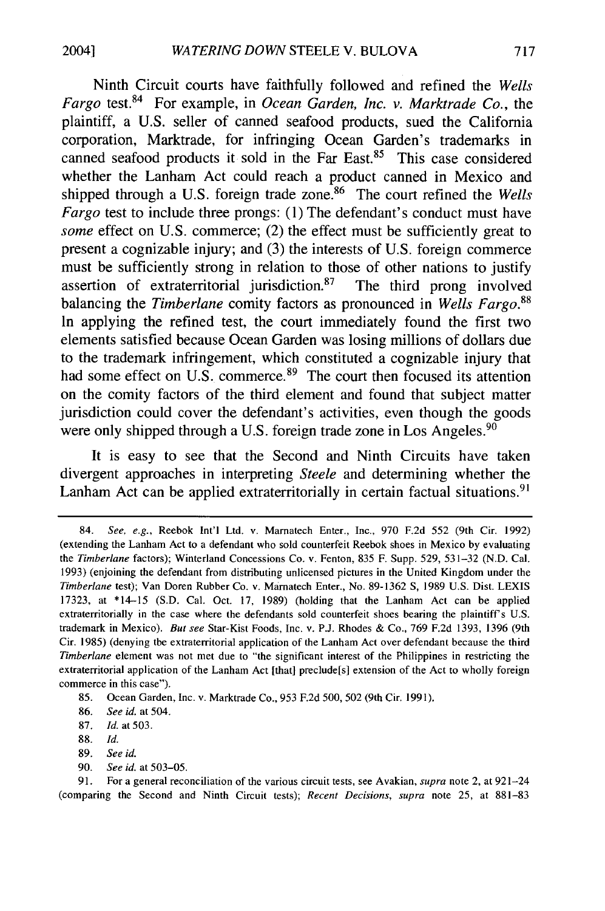Ninth Circuit courts have faithfully followed and refined the *Wells Fargo* test.[84] For example, in *Ocean Garden, Inc. v. Marktrade Co.*, the plaintiff, a U.S. seller of canned seafood products, sued the California corporation, Marktrade, for infringing Ocean Garden's trademarks in canned seafood products it sold in the Far East.[85] This case considered whether the Lanham Act could reach a product canned in Mexico and shipped through a U.S. foreign trade zone.[86] The court refined the *Wells Fargo* test to include three prongs: (1) The defendant's conduct must have *some* effect on U.S. commerce; (2) the effect must be sufficiently great to present a cognizable injury; and (3) the interests of U.S. foreign commerce must be sufficiently strong in relation to those of other nations to justify assertion of extraterritorial jurisdiction.[87] The third prong involved balancing the *Timberlane* comity factors as pronounced in *Wells Fargo*.[88] In applying the refined test, the court immediately found the first two elements satisfied because Ocean Garden was losing millions of dollars due to the trademark infringement, which constituted a cognizable injury that had some effect on U.S. commerce.[89] The court then focused its attention on the comity factors of the third element and found that subject matter jurisdiction could cover the defendant's activities, even though the goods were only shipped through a U.S. foreign trade zone in Los Angeles.[90]

It is easy to see that the Second and Ninth Circuits have taken divergent approaches in interpreting *Steele* and determining whether the Lanham Act can be applied extraterritorially in certain factual situations.[91]

---

84. *See, e.g.*, Reebok Int'l Ltd. v. Marnatech Enter., Inc., 970 F.2d 552 (9th Cir. 1992) (extending the Lanham Act to a defendant who sold counterfeit Reebok shoes in Mexico by evaluating the *Timberlane* factors); Winterland Concessions Co. v. Fenton, 835 F. Supp. 529, 531–32 (N.D. Cal. 1993) (enjoining the defendant from distributing unlicensed pictures in the United Kingdom under the *Timberlane* test); Van Doren Rubber Co. v. Marnatech Enter., No. 89-1362 S, 1989 U.S. Dist. LEXIS 17323, at *14–15 (S.D. Cal. Oct. 17, 1989) (holding that the Lanham Act can be applied extraterritorially in the case where the defendants sold counterfeit shoes bearing the plaintiff's U.S. trademark in Mexico). *But see* Star-Kist Foods, Inc. v. P.J. Rhodes & Co., 769 F.2d 1393, 1396 (9th Cir. 1985) (denying the extraterritorial application of the Lanham Act over defendant because the third *Timberlane* element was not met due to "the significant interest of the Philippines in restricting the extraterritorial application of the Lanham Act [that] preclude[s] extension of the Act to wholly foreign commerce in this case").

85. Ocean Garden, Inc. v. Marktrade Co., 953 F.2d 500, 502 (9th Cir. 1991).

86. *See id.* at 504.

87. *Id.* at 503.

88. *Id.*

89. *See id.*

90. *See id.* at 503–05.

91. For a general reconciliation of the various circuit tests, see Avakian, *supra* note 2, at 921–24 (comparing the Second and Ninth Circuit tests); *Recent Decisions*, *supra* note 25, at 881–83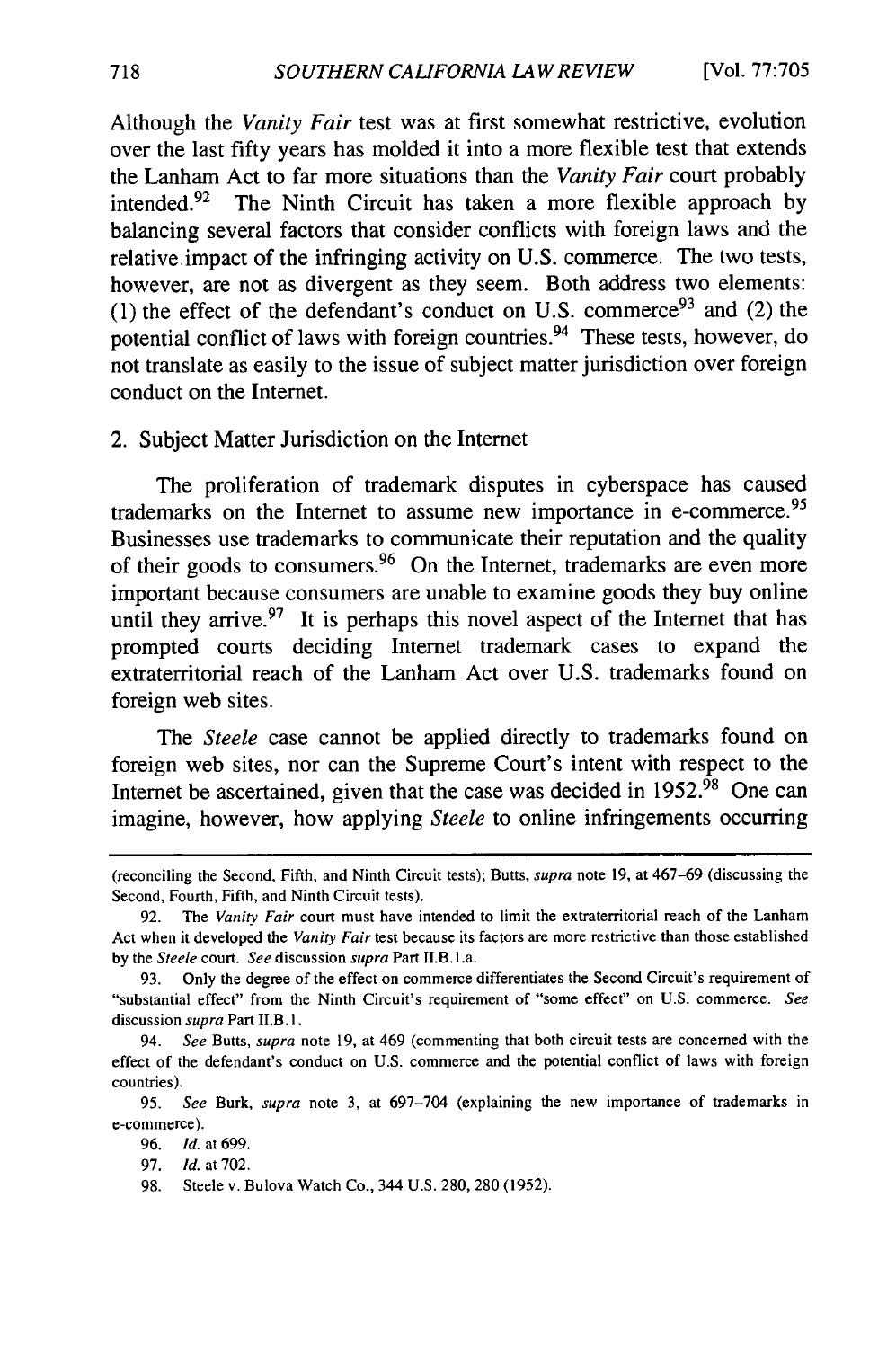Although the *Vanity Fair* test was at first somewhat restrictive, evolution over the last fifty years has molded it into a more flexible test that extends the Lanham Act to far more situations than the *Vanity Fair* court probably intended.[92] The Ninth Circuit has taken a more flexible approach by balancing several factors that consider conflicts with foreign laws and the relative impact of the infringing activity on U.S. commerce. The two tests, however, are not as divergent as they seem. Both address two elements: (1) the effect of the defendant's conduct on U.S. commerce[93] and (2) the potential conflict of laws with foreign countries.[94] These tests, however, do not translate as easily to the issue of subject matter jurisdiction over foreign conduct on the Internet.

### 2. Subject Matter Jurisdiction on the Internet

The proliferation of trademark disputes in cyberspace has caused trademarks on the Internet to assume new importance in e-commerce.[95] Businesses use trademarks to communicate their reputation and the quality of their goods to consumers.[96] On the Internet, trademarks are even more important because consumers are unable to examine goods they buy online until they arrive.[97] It is perhaps this novel aspect of the Internet that has prompted courts deciding Internet trademark cases to expand the extraterritorial reach of the Lanham Act over U.S. trademarks found on foreign web sites.

The *Steele* case cannot be applied directly to trademarks found on foreign web sites, nor can the Supreme Court's intent with respect to the Internet be ascertained, given that the case was decided in 1952.[98] One can imagine, however, how applying *Steele* to online infringements occurring

---

(reconciling the Second, Fifth, and Ninth Circuit tests); Butts, *supra* note 19, at 467–69 (discussing the Second, Fourth, Fifth, and Ninth Circuit tests).

92. The *Vanity Fair* court must have intended to limit the extraterritorial reach of the Lanham Act when it developed the *Vanity Fair* test because its factors are more restrictive than those established by the *Steele* court. *See* discussion *supra* Part II.B.1.a.

93. Only the degree of the effect on commerce differentiates the Second Circuit's requirement of "substantial effect" from the Ninth Circuit's requirement of "some effect" on U.S. commerce. *See* discussion *supra* Part II.B.1.

94. *See* Butts, *supra* note 19, at 469 (commenting that both circuit tests are concerned with the effect of the defendant's conduct on U.S. commerce and the potential conflict of laws with foreign countries).

95. *See* Burk, *supra* note 3, at 697–704 (explaining the new importance of trademarks in e-commerce).

96. *Id.* at 699.

97. *Id.* at 702.

98. Steele v. Bulova Watch Co., 344 U.S. 280, 280 (1952).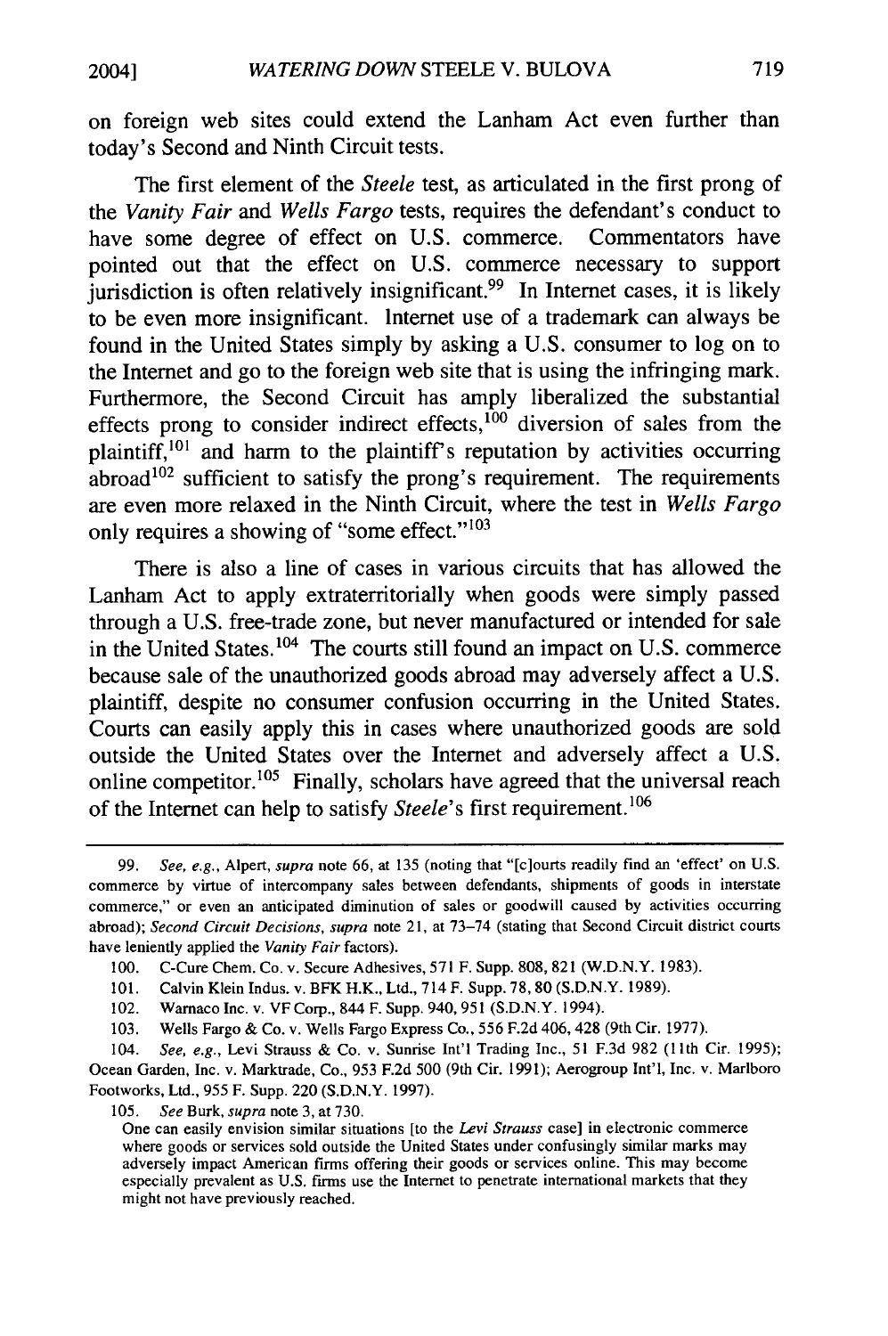on foreign web sites could extend the Lanham Act even further than today's Second and Ninth Circuit tests.

The first element of the *Steele* test, as articulated in the first prong of the *Vanity Fair* and *Wells Fargo* tests, requires the defendant's conduct to have some degree of effect on U.S. commerce. Commentators have pointed out that the effect on U.S. commerce necessary to support jurisdiction is often relatively insignificant.[99] In Internet cases, it is likely to be even more insignificant. Internet use of a trademark can always be found in the United States simply by asking a U.S. consumer to log on to the Internet and go to the foreign web site that is using the infringing mark. Furthermore, the Second Circuit has amply liberalized the substantial effects prong to consider indirect effects,[100] diversion of sales from the plaintiff,[101] and harm to the plaintiff's reputation by activities occurring abroad[102] sufficient to satisfy the prong's requirement. The requirements are even more relaxed in the Ninth Circuit, where the test in *Wells Fargo* only requires a showing of "some effect."[103]

There is also a line of cases in various circuits that has allowed the Lanham Act to apply extraterritorially when goods were simply passed through a U.S. free-trade zone, but never manufactured or intended for sale in the United States.[104] The courts still found an impact on U.S. commerce because sale of the unauthorized goods abroad may adversely affect a U.S. plaintiff, despite no consumer confusion occurring in the United States. Courts can easily apply this in cases where unauthorized goods are sold outside the United States over the Internet and adversely affect a U.S. online competitor.[105] Finally, scholars have agreed that the universal reach of the Internet can help to satisfy *Steele*'s first requirement.[106]

---

99. *See, e.g.*, Alpert, *supra* note 66, at 135 (noting that "[c]ourts readily find an 'effect' on U.S. commerce by virtue of intercompany sales between defendants, shipments of goods in interstate commerce," or even an anticipated diminution of sales or goodwill caused by activities occurring abroad); *Second Circuit Decisions*, *supra* note 21, at 73–74 (stating that Second Circuit district courts have leniently applied the *Vanity Fair* factors).

100. C-Cure Chem. Co. v. Secure Adhesives, 571 F. Supp. 808, 821 (W.D.N.Y. 1983).

101. Calvin Klein Indus. v. BFK H.K., Ltd., 714 F. Supp. 78, 80 (S.D.N.Y. 1989).

102. Warnaco Inc. v. VF Corp., 844 F. Supp. 940, 951 (S.D.N.Y. 1994).

103. Wells Fargo & Co. v. Wells Fargo Express Co., 556 F.2d 406, 428 (9th Cir. 1977).

104. *See, e.g.*, Levi Strauss & Co. v. Sunrise Int'l Trading Inc., 51 F.3d 982 (11th Cir. 1995); Ocean Garden, Inc. v. Marktrade, Co., 953 F.2d 500 (9th Cir. 1991); Aerogroup Int'l, Inc. v. Marlboro Footworks, Ltd., 955 F. Supp. 220 (S.D.N.Y. 1997).

105. *See* Burk, *supra* note 3, at 730.

> One can easily envision similar situations [to the *Levi Strauss* case] in electronic commerce where goods or services sold outside the United States under confusingly similar marks may adversely impact American firms offering their goods or services online. This may become especially prevalent as U.S. firms use the Internet to penetrate international markets that they might not have previously reached.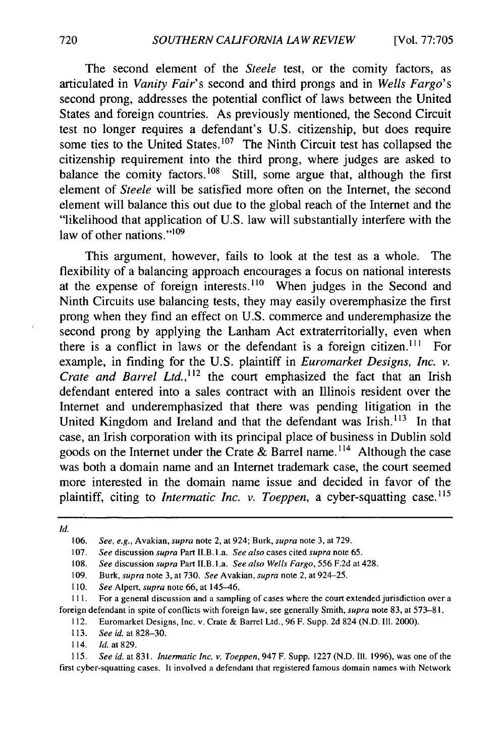The second element of the *Steele* test, or the comity factors, as articulated in *Vanity Fair*'s second and third prongs and in *Wells Fargo*'s second prong, addresses the potential conflict of laws between the United States and foreign countries. As previously mentioned, the Second Circuit test no longer requires a defendant's U.S. citizenship, but does require some ties to the United States.[107] The Ninth Circuit test has collapsed the citizenship requirement into the third prong, where judges are asked to balance the comity factors.[108] Still, some argue that, although the first element of *Steele* will be satisfied more often on the Internet, the second element will balance this out due to the global reach of the Internet and the "likelihood that application of U.S. law will substantially interfere with the law of other nations."[109]

This argument, however, fails to look at the test as a whole. The flexibility of a balancing approach encourages a focus on national interests at the expense of foreign interests.[110] When judges in the Second and Ninth Circuits use balancing tests, they may easily overemphasize the first prong when they find an effect on U.S. commerce and underemphasize the second prong by applying the Lanham Act extraterritorially, even when there is a conflict in laws or the defendant is a foreign citizen.[111] For example, in finding for the U.S. plaintiff in *Euromarket Designs, Inc. v. Crate and Barrel Ltd.*,[112] the court emphasized the fact that an Irish defendant entered into a sales contract with an Illinois resident over the Internet and underemphasized that there was pending litigation in the United Kingdom and Ireland and that the defendant was Irish.[113] In that case, an Irish corporation with its principal place of business in Dublin sold goods on the Internet under the Crate & Barrel name.[114] Although the case was both a domain name and an Internet trademark case, the court seemed more interested in the domain name issue and decided in favor of the plaintiff, citing to *Intermatic Inc. v. Toeppen*, a cyber-squatting case.[115]

---

*Id.*

106. *See, e.g.*, Avakian, *supra* note 2, at 924; Burk, *supra* note 3, at 729.

107. *See* discussion *supra* Part II.B.1.a. *See also* cases cited *supra* note 65.

108. *See* discussion *supra* Part II.B.1.a. *See also Wells Fargo*, 556 F.2d at 428.

109. Burk, *supra* note 3, at 730. *See* Avakian, *supra* note 2, at 924–25.

110. *See* Alpert, *supra* note 66, at 145–46.

111. For a general discussion and a sampling of cases where the court extended jurisdiction over a foreign defendant in spite of conflicts with foreign law, see generally Smith, *supra* note 83, at 573–81.

112. Euromarket Designs, Inc. v. Crate & Barrel Ltd., 96 F. Supp. 2d 824 (N.D. Ill. 2000).

113. *See id.* at 828–30.

114. *Id.* at 829.

115. *See id.* at 831. *Intermatic Inc. v. Toeppen*, 947 F. Supp. 1227 (N.D. Ill. 1996), was one of the first cyber-squatting cases. It involved a defendant that registered famous domain names with Network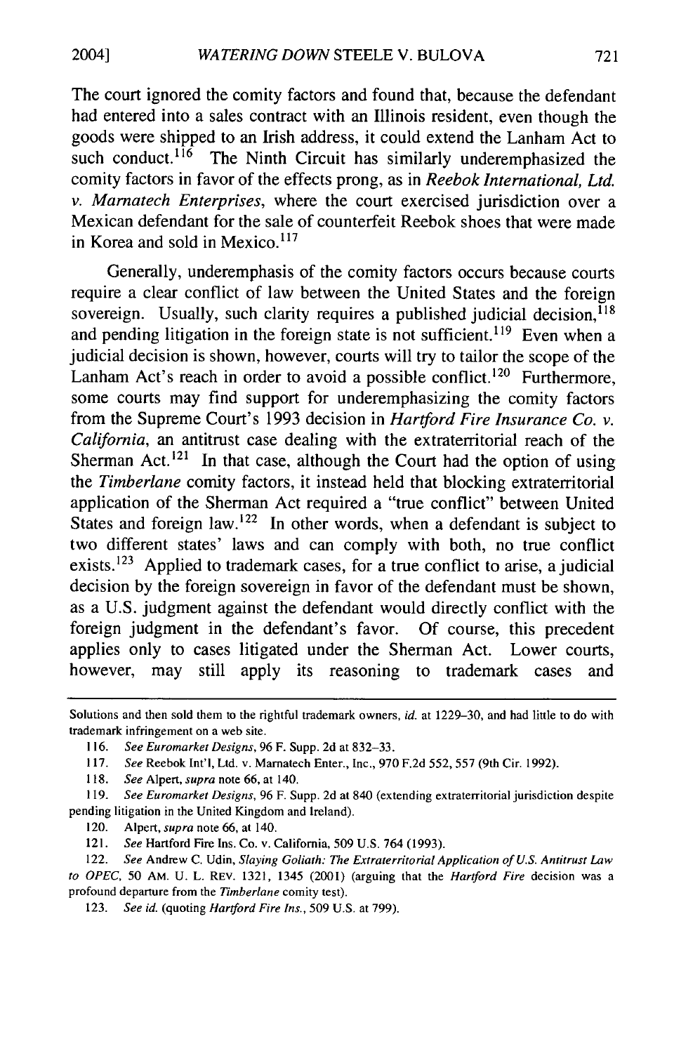The court ignored the comity factors and found that, because the defendant had entered into a sales contract with an Illinois resident, even though the goods were shipped to an Irish address, it could extend the Lanham Act to such conduct.[116] The Ninth Circuit has similarly underemphasized the comity factors in favor of the effects prong, as in *Reebok International, Ltd. v. Marnatech Enterprises*, where the court exercised jurisdiction over a Mexican defendant for the sale of counterfeit Reebok shoes that were made in Korea and sold in Mexico.[117]

Generally, underemphasis of the comity factors occurs because courts require a clear conflict of law between the United States and the foreign sovereign. Usually, such clarity requires a published judicial decision,[118] and pending litigation in the foreign state is not sufficient.[119] Even when a judicial decision is shown, however, courts will try to tailor the scope of the Lanham Act's reach in order to avoid a possible conflict.[120] Furthermore, some courts may find support for underemphasizing the comity factors from the Supreme Court's 1993 decision in *Hartford Fire Insurance Co. v. California*, an antitrust case dealing with the extraterritorial reach of the Sherman Act.[121] In that case, although the Court had the option of using the *Timberlane* comity factors, it instead held that blocking extraterritorial application of the Sherman Act required a "true conflict" between United States and foreign law.[122] In other words, when a defendant is subject to two different states' laws and can comply with both, no true conflict exists.[123] Applied to trademark cases, for a true conflict to arise, a judicial decision by the foreign sovereign in favor of the defendant must be shown, as a U.S. judgment against the defendant would directly conflict with the foreign judgment in the defendant's favor. Of course, this precedent applies only to cases litigated under the Sherman Act. Lower courts, however, may still apply its reasoning to trademark cases and

---

Solutions and then sold them to the rightful trademark owners, *id.* at 1229–30, and had little to do with trademark infringement on a web site.

116. *See Euromarket Designs*, 96 F. Supp. 2d at 832–33.

117. *See* Reebok Int'l, Ltd. v. Marnatech Enter., Inc., 970 F.2d 552, 557 (9th Cir. 1992).

118. *See* Alpert, *supra* note 66, at 140.

119. *See Euromarket Designs*, 96 F. Supp. 2d at 840 (extending extraterritorial jurisdiction despite pending litigation in the United Kingdom and Ireland).

120. Alpert, *supra* note 66, at 140.

121. *See* Hartford Fire Ins. Co. v. California, 509 U.S. 764 (1993).

122. *See* Andrew C. Udin, *Slaying Goliath: The Extraterritorial Application of U.S. Antitrust Law to OPEC*, 50 AM. U. L. REV. 1321, 1345 (2001) (arguing that the *Hartford Fire* decision was a profound departure from the *Timberlane* comity test).

123. *See id.* (quoting *Hartford Fire Ins.*, 509 U.S. at 799).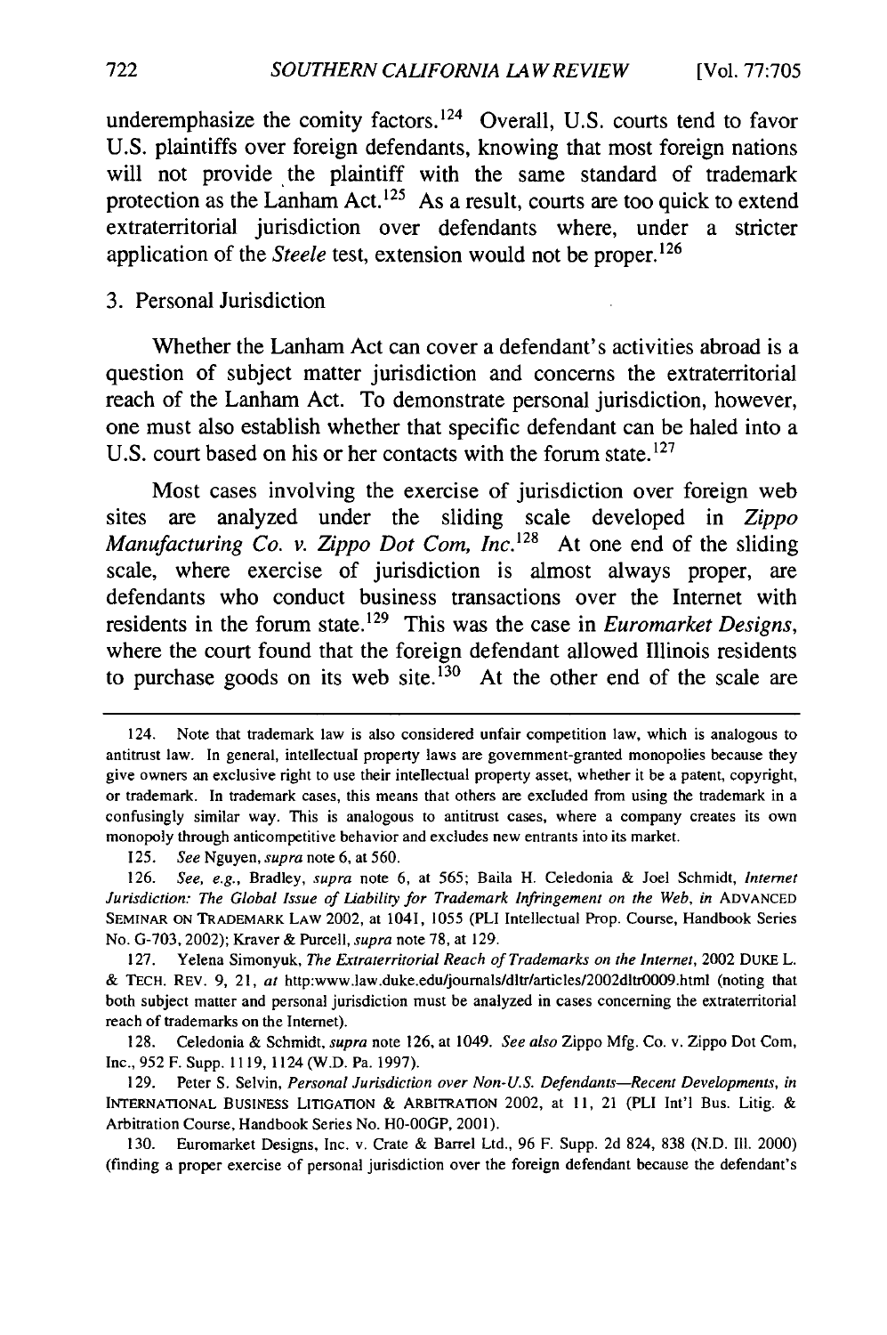underemphasize the comity factors.[124] Overall, U.S. courts tend to favor U.S. plaintiffs over foreign defendants, knowing that most foreign nations will not provide the plaintiff with the same standard of trademark protection as the Lanham Act.[125] As a result, courts are too quick to extend extraterritorial jurisdiction over defendants where, under a stricter application of the *Steele* test, extension would not be proper.[126]

### 3. Personal Jurisdiction

Whether the Lanham Act can cover a defendant's activities abroad is a question of subject matter jurisdiction and concerns the extraterritorial reach of the Lanham Act. To demonstrate personal jurisdiction, however, one must also establish whether that specific defendant can be haled into a U.S. court based on his or her contacts with the forum state.[127]

Most cases involving the exercise of jurisdiction over foreign web sites are analyzed under the sliding scale developed in *Zippo Manufacturing Co. v. Zippo Dot Com, Inc.*[128] At one end of the sliding scale, where exercise of jurisdiction is almost always proper, are defendants who conduct business transactions over the Internet with residents in the forum state.[129] This was the case in *Euromarket Designs*, where the court found that the foreign defendant allowed Illinois residents to purchase goods on its web site.[130] At the other end of the scale are

---

124. Note that trademark law is also considered unfair competition law, which is analogous to antitrust law. In general, intellectual property laws are government-granted monopolies because they give owners an exclusive right to use their intellectual property asset, whether it be a patent, copyright, or trademark. In trademark cases, this means that others are excluded from using the trademark in a confusingly similar way. This is analogous to antitrust cases, where a company creates its own monopoly through anticompetitive behavior and excludes new entrants into its market.

125. *See* Nguyen, *supra* note 6, at 560.

126. *See, e.g.*, Bradley, *supra* note 6, at 565; Baila H. Celedonia & Joel Schmidt, *Internet Jurisdiction: The Global Issue of Liability for Trademark Infringement on the Web*, *in* ADVANCED SEMINAR ON TRADEMARK LAW 2002, at 1041, 1055 (PLI Intellectual Prop. Course, Handbook Series No. G-703, 2002); Kraver & Purcell, *supra* note 78, at 129.

127. Yelena Simonyuk, *The Extraterritorial Reach of Trademarks on the Internet*, 2002 DUKE L. & TECH. REV. 9, 21, *at* http:www.law.duke.edu/journals/dltr/articles/2002dltr0009.html (noting that both subject matter and personal jurisdiction must be analyzed in cases concerning the extraterritorial reach of trademarks on the Internet).

128. Celedonia & Schmidt, *supra* note 126, at 1049. *See also* Zippo Mfg. Co. v. Zippo Dot Com, Inc., 952 F. Supp. 1119, 1124 (W.D. Pa. 1997).

129. Peter S. Selvin, *Personal Jurisdiction over Non-U.S. Defendants—Recent Developments*, *in* INTERNATIONAL BUSINESS LITIGATION & ARBITRATION 2002, at 11, 21 (PLI Int'l Bus. Litig. & Arbitration Course, Handbook Series No. H0-00GP, 2001).

130. Euromarket Designs, Inc. v. Crate & Barrel Ltd., 96 F. Supp. 2d 824, 838 (N.D. Ill. 2000) (finding a proper exercise of personal jurisdiction over the foreign defendant because the defendant's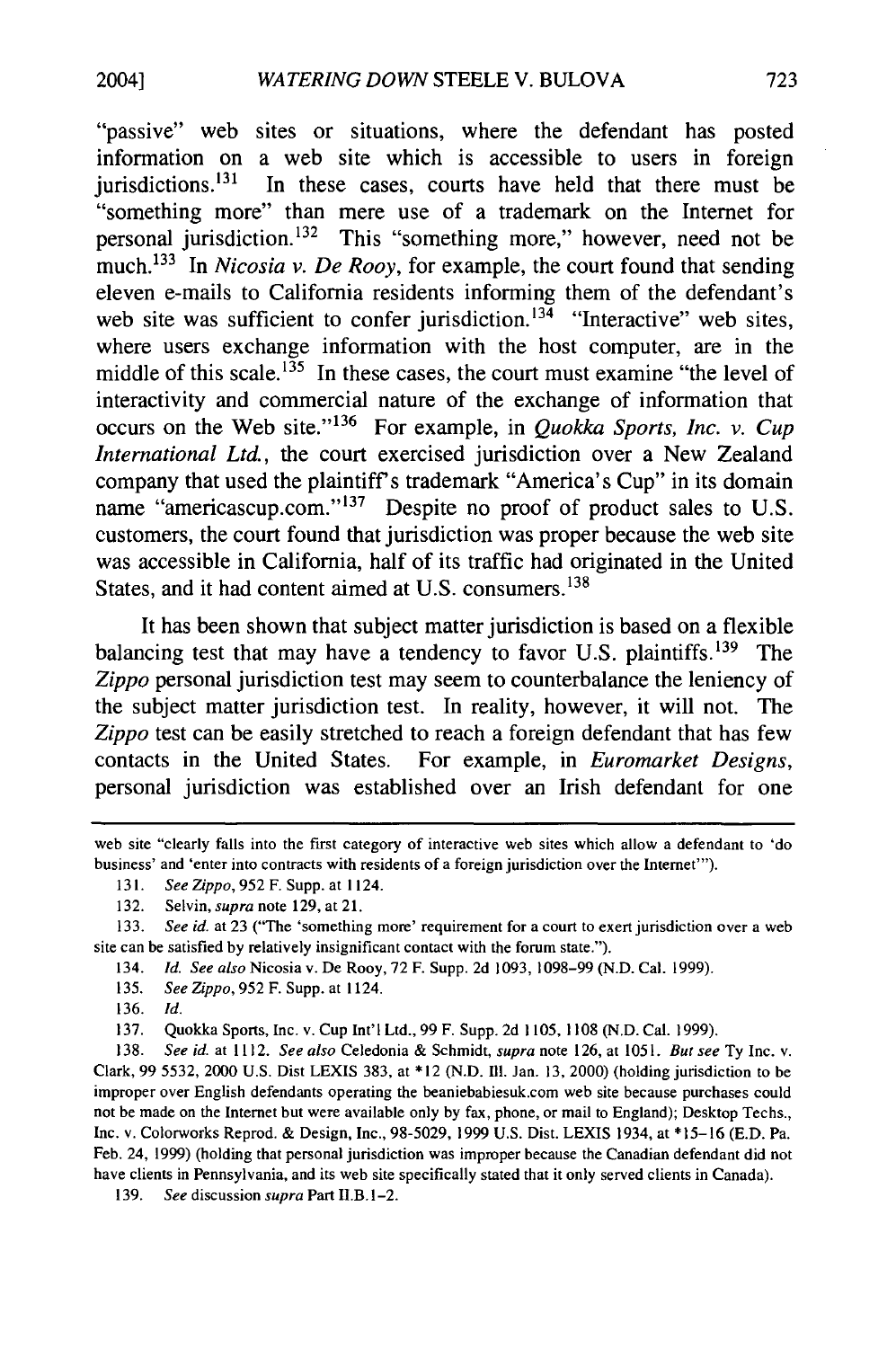"passive" web sites or situations, where the defendant has posted information on a web site which is accessible to users in foreign jurisdictions.[131] In these cases, courts have held that there must be "something more" than mere use of a trademark on the Internet for personal jurisdiction.[132] This "something more," however, need not be much.[133] In *Nicosia v. De Rooy*, for example, the court found that sending eleven e-mails to California residents informing them of the defendant's web site was sufficient to confer jurisdiction.[134] "Interactive" web sites, where users exchange information with the host computer, are in the middle of this scale.[135] In these cases, the court must examine "the level of interactivity and commercial nature of the exchange of information that occurs on the Web site."[136] For example, in *Quokka Sports, Inc. v. Cup International Ltd.*, the court exercised jurisdiction over a New Zealand company that used the plaintiff's trademark "America's Cup" in its domain name "americascup.com."[137] Despite no proof of product sales to U.S. customers, the court found that jurisdiction was proper because the web site was accessible in California, half of its traffic had originated in the United States, and it had content aimed at U.S. consumers.[138]

It has been shown that subject matter jurisdiction is based on a flexible balancing test that may have a tendency to favor U.S. plaintiffs.[139] The *Zippo* personal jurisdiction test may seem to counterbalance the leniency of the subject matter jurisdiction test. In reality, however, it will not. The *Zippo* test can be easily stretched to reach a foreign defendant that has few contacts in the United States. For example, in *Euromarket Designs*, personal jurisdiction was established over an Irish defendant for one

---

web site "clearly falls into the first category of interactive web sites which allow a defendant to 'do business' and 'enter into contracts with residents of a foreign jurisdiction over the Internet'").

131. *See Zippo*, 952 F. Supp. at 1124.

132. Selvin, *supra* note 129, at 21.

133. *See id.* at 23 ("The 'something more' requirement for a court to exert jurisdiction over a web site can be satisfied by relatively insignificant contact with the forum state.").

134. *Id. See also* Nicosia v. De Rooy, 72 F. Supp. 2d 1093, 1098–99 (N.D. Cal. 1999).

135. *See Zippo*, 952 F. Supp. at 1124.

136. *Id.*

137. Quokka Sports, Inc. v. Cup Int'l Ltd., 99 F. Supp. 2d 1105, 1108 (N.D. Cal. 1999).

138. *See id.* at 1112. *See also* Celedonia & Schmidt, *supra* note 126, at 1051. *But see* Ty Inc. v. Clark, 99 5532, 2000 U.S. Dist LEXIS 383, at *12 (N.D. Ill. Jan. 13, 2000) (holding jurisdiction to be improper over English defendants operating the beaniebabiesuk.com web site because purchases could not be made on the Internet but were available only by fax, phone, or mail to England); Desktop Techs., Inc. v. Colorworks Reprod. & Design, Inc., 98-5029, 1999 U.S. Dist. LEXIS 1934, at *15–16 (E.D. Pa. Feb. 24, 1999) (holding that personal jurisdiction was improper because the Canadian defendant did not have clients in Pennsylvania, and its web site specifically stated that it only served clients in Canada).

139. *See* discussion *supra* Part II.B.1–2.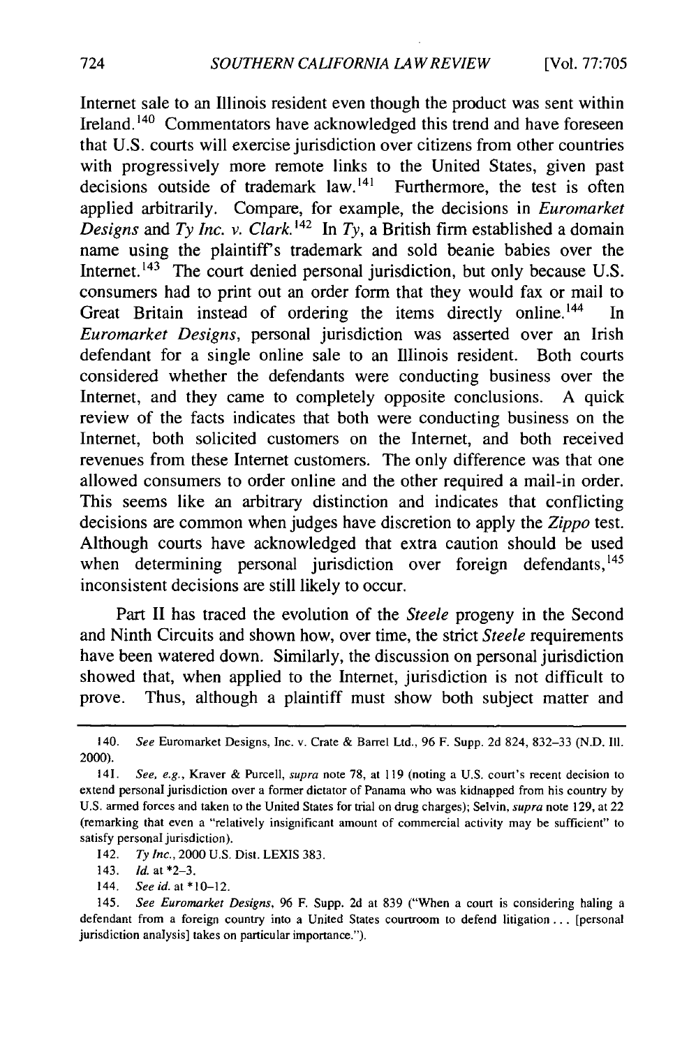Internet sale to an Illinois resident even though the product was sent within Ireland.[140] Commentators have acknowledged this trend and have foreseen that U.S. courts will exercise jurisdiction over citizens from other countries with progressively more remote links to the United States, given past decisions outside of trademark law.[141] Furthermore, the test is often applied arbitrarily. Compare, for example, the decisions in *Euromarket Designs* and *Ty Inc. v. Clark*.[142] In *Ty*, a British firm established a domain name using the plaintiff's trademark and sold beanie babies over the Internet.[143] The court denied personal jurisdiction, but only because U.S. consumers had to print out an order form that they would fax or mail to Great Britain instead of ordering the items directly online.[144] In *Euromarket Designs*, personal jurisdiction was asserted over an Irish defendant for a single online sale to an Illinois resident. Both courts considered whether the defendants were conducting business over the Internet, and they came to completely opposite conclusions. A quick review of the facts indicates that both were conducting business on the Internet, both solicited customers on the Internet, and both received revenues from these Internet customers. The only difference was that one allowed consumers to order online and the other required a mail-in order. This seems like an arbitrary distinction and indicates that conflicting decisions are common when judges have discretion to apply the *Zippo* test. Although courts have acknowledged that extra caution should be used when determining personal jurisdiction over foreign defendants,[145] inconsistent decisions are still likely to occur.

Part II has traced the evolution of the *Steele* progeny in the Second and Ninth Circuits and shown how, over time, the strict *Steele* requirements have been watered down. Similarly, the discussion on personal jurisdiction showed that, when applied to the Internet, jurisdiction is not difficult to prove. Thus, although a plaintiff must show both subject matter and

---

140. *See* Euromarket Designs, Inc. v. Crate & Barrel Ltd., 96 F. Supp. 2d 824, 832–33 (N.D. Ill. 2000).

141. *See, e.g.*, Kraver & Purcell, *supra* note 78, at 119 (noting a U.S. court's recent decision to extend personal jurisdiction over a former dictator of Panama who was kidnapped from his country by U.S. armed forces and taken to the United States for trial on drug charges); Selvin, *supra* note 129, at 22 (remarking that even a "relatively insignificant amount of commercial activity may be sufficient" to satisfy personal jurisdiction).

142. *Ty Inc.*, 2000 U.S. Dist. LEXIS 383.

143. *Id.* at *2–3.

144. *See id.* at *10–12.

145. *See Euromarket Designs*, 96 F. Supp. 2d at 839 ("When a court is considering haling a defendant from a foreign country into a United States courtroom to defend litigation . . . [personal jurisdiction analysis] takes on particular importance.").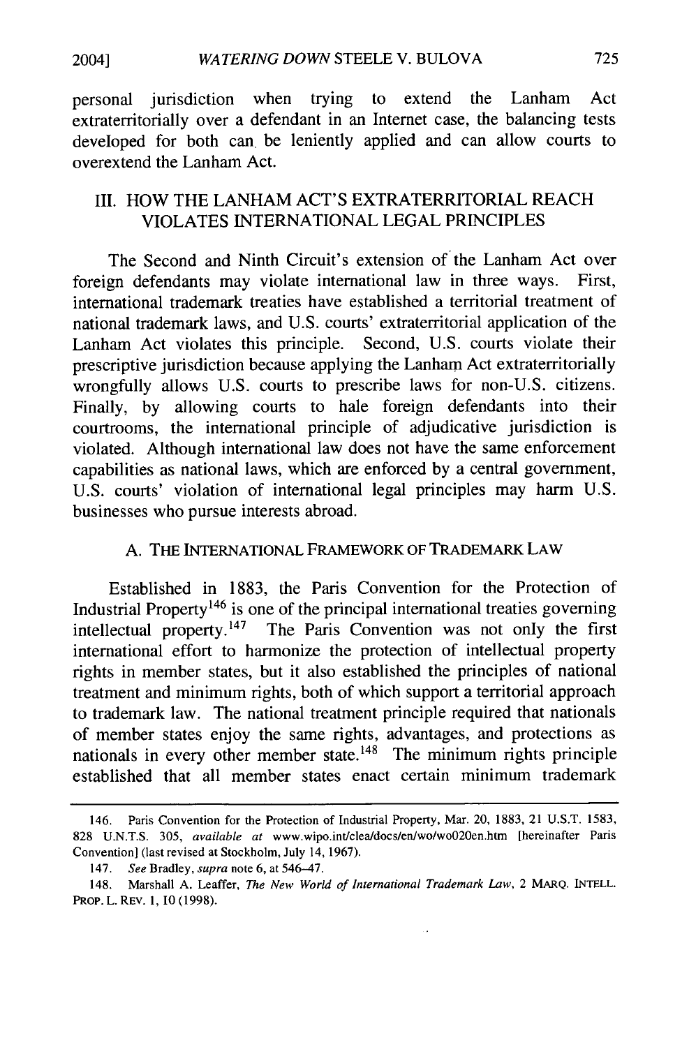personal jurisdiction when trying to extend the Lanham Act extraterritorially over a defendant in an Internet case, the balancing tests developed for both can be leniently applied and can allow courts to overextend the Lanham Act.

## III. HOW THE LANHAM ACT'S EXTRATERRITORIAL REACH VIOLATES INTERNATIONAL LEGAL PRINCIPLES

The Second and Ninth Circuit's extension of the Lanham Act over foreign defendants may violate international law in three ways. First, international trademark treaties have established a territorial treatment of national trademark laws, and U.S. courts' extraterritorial application of the Lanham Act violates this principle. Second, U.S. courts violate their prescriptive jurisdiction because applying the Lanham Act extraterritorially wrongfully allows U.S. courts to prescribe laws for non-U.S. citizens. Finally, by allowing courts to hale foreign defendants into their courtrooms, the international principle of adjudicative jurisdiction is violated. Although international law does not have the same enforcement capabilities as national laws, which are enforced by a central government, U.S. courts' violation of international legal principles may harm U.S. businesses who pursue interests abroad.

### A. THE INTERNATIONAL FRAMEWORK OF TRADEMARK LAW

Established in 1883, the Paris Convention for the Protection of Industrial Property[146] is one of the principal international treaties governing intellectual property.[147] The Paris Convention was not only the first international effort to harmonize the protection of intellectual property rights in member states, but it also established the principles of national treatment and minimum rights, both of which support a territorial approach to trademark law. The national treatment principle required that nationals of member states enjoy the same rights, advantages, and protections as nationals in every other member state.[148] The minimum rights principle established that all member states enact certain minimum trademark

---

146. Paris Convention for the Protection of Industrial Property, Mar. 20, 1883, 21 U.S.T. 1583, 828 U.N.T.S. 305, *available at* www.wipo.int/clea/docs/en/wo/wo020en.htm [hereinafter Paris Convention] (last revised at Stockholm, July 14, 1967).

147. *See* Bradley, *supra* note 6, at 546–47.

148. Marshall A. Leaffer, *The New World of International Trademark Law*, 2 MARQ. INTELL. PROP. L. REV. 1, 10 (1998).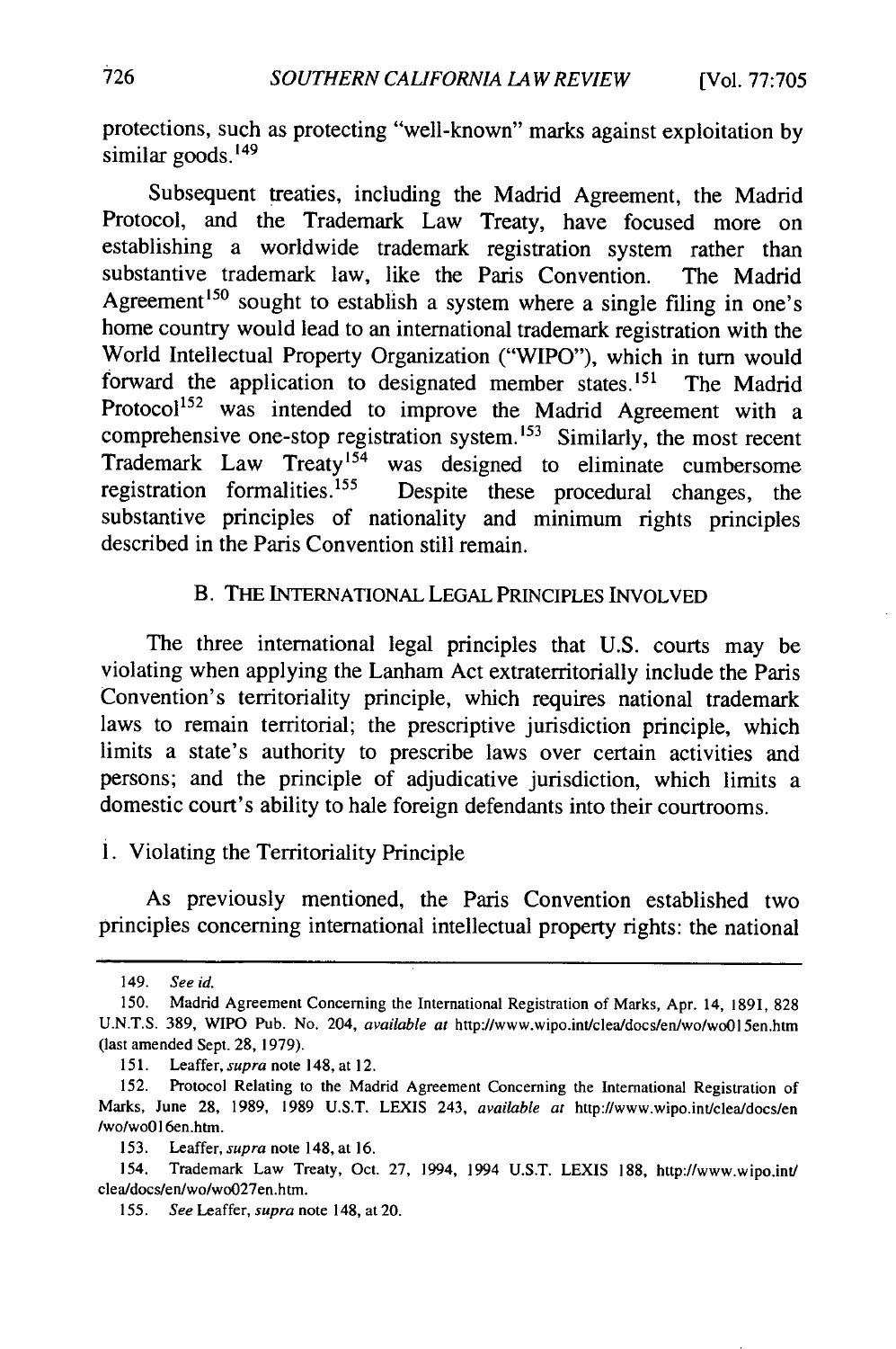protections, such as protecting "well-known" marks against exploitation by similar goods.[149]

Subsequent treaties, including the Madrid Agreement, the Madrid Protocol, and the Trademark Law Treaty, have focused more on establishing a worldwide trademark registration system rather than substantive trademark law, like the Paris Convention. The Madrid Agreement[150] sought to establish a system where a single filing in one's home country would lead to an international trademark registration with the World Intellectual Property Organization ("WIPO"), which in turn would forward the application to designated member states.[151] The Madrid Protocol[152] was intended to improve the Madrid Agreement with a comprehensive one-stop registration system.[153] Similarly, the most recent Trademark Law Treaty[154] was designed to eliminate cumbersome registration formalities.[155] Despite these procedural changes, the substantive principles of nationality and minimum rights principles described in the Paris Convention still remain.

### B. THE INTERNATIONAL LEGAL PRINCIPLES INVOLVED

The three international legal principles that U.S. courts may be violating when applying the Lanham Act extraterritorially include the Paris Convention's territoriality principle, which requires national trademark laws to remain territorial; the prescriptive jurisdiction principle, which limits a state's authority to prescribe laws over certain activities and persons; and the principle of adjudicative jurisdiction, which limits a domestic court's ability to hale foreign defendants into their courtrooms.

#### 1. Violating the Territoriality Principle

As previously mentioned, the Paris Convention established two principles concerning international intellectual property rights: the national

---

149. *See id.*

150. Madrid Agreement Concerning the International Registration of Marks, Apr. 14, 1891, 828 U.N.T.S. 389, WIPO Pub. No. 204, *available at* http://www.wipo.int/clea/docs/en/wo/wo015en.htm (last amended Sept. 28, 1979).

151. Leaffer, *supra* note 148, at 12.

152. Protocol Relating to the Madrid Agreement Concerning the International Registration of Marks, June 28, 1989, 1989 U.S.T. LEXIS 243, *available at* http://www.wipo.int/clea/docs/en/wo/wo016en.htm.

153. Leaffer, *supra* note 148, at 16.

154. Trademark Law Treaty, Oct. 27, 1994, 1994 U.S.T. LEXIS 188, http://www.wipo.int/clea/docs/en/wo/wo027en.htm.

155. *See* Leaffer, *supra* note 148, at 20.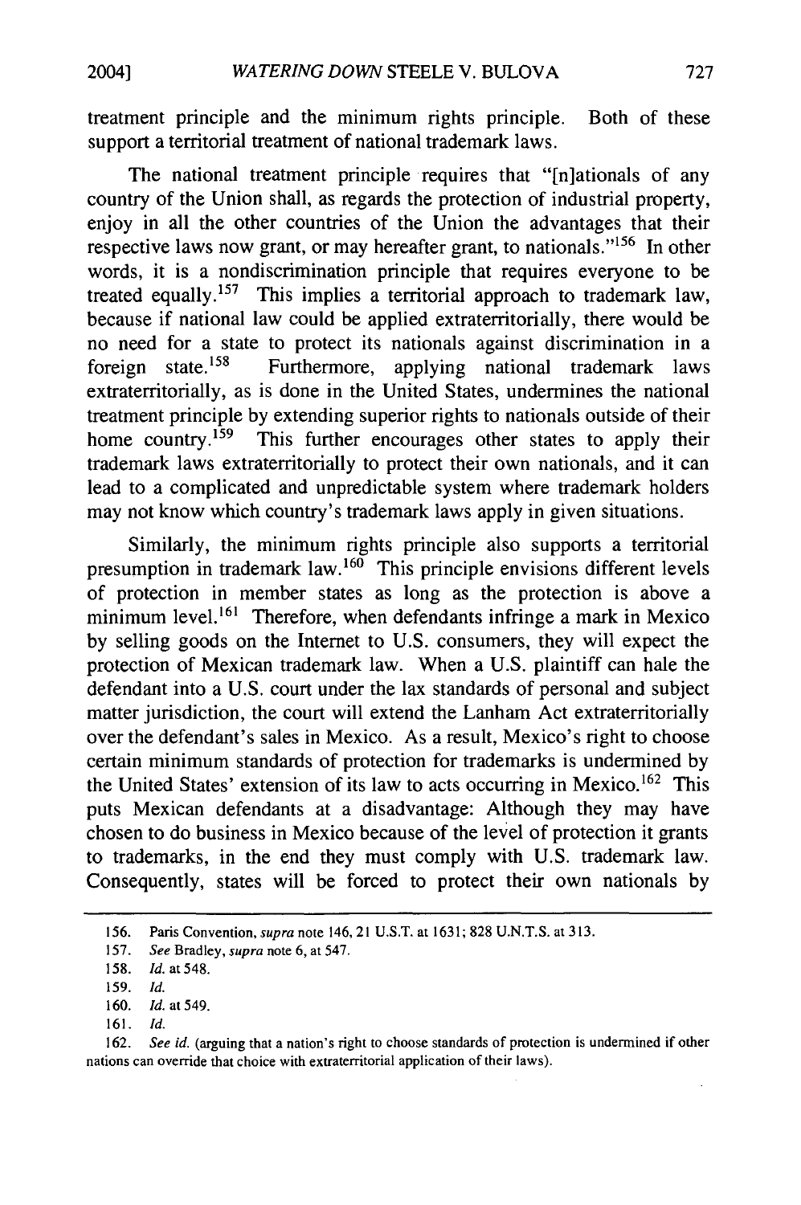treatment principle and the minimum rights principle. Both of these support a territorial treatment of national trademark laws.

The national treatment principle requires that "[n]ationals of any country of the Union shall, as regards the protection of industrial property, enjoy in all the other countries of the Union the advantages that their respective laws now grant, or may hereafter grant, to nationals."[156] In other words, it is a nondiscrimination principle that requires everyone to be treated equally.[157] This implies a territorial approach to trademark law, because if national law could be applied extraterritorially, there would be no need for a state to protect its nationals against discrimination in a foreign state.[158] Furthermore, applying national trademark laws extraterritorially, as is done in the United States, undermines the national treatment principle by extending superior rights to nationals outside of their home country.[159] This further encourages other states to apply their trademark laws extraterritorially to protect their own nationals, and it can lead to a complicated and unpredictable system where trademark holders may not know which country's trademark laws apply in given situations.

Similarly, the minimum rights principle also supports a territorial presumption in trademark law.[160] This principle envisions different levels of protection in member states as long as the protection is above a minimum level.[161] Therefore, when defendants infringe a mark in Mexico by selling goods on the Internet to U.S. consumers, they will expect the protection of Mexican trademark law. When a U.S. plaintiff can hale the defendant into a U.S. court under the lax standards of personal and subject matter jurisdiction, the court will extend the Lanham Act extraterritorially over the defendant's sales in Mexico. As a result, Mexico's right to choose certain minimum standards of protection for trademarks is undermined by the United States' extension of its law to acts occurring in Mexico.[162] This puts Mexican defendants at a disadvantage: Although they may have chosen to do business in Mexico because of the level of protection it grants to trademarks, in the end they must comply with U.S. trademark law. Consequently, states will be forced to protect their own nationals by

---

156. Paris Convention, *supra* note 146, 21 U.S.T. at 1631; 828 U.N.T.S. at 313.

157. *See* Bradley, *supra* note 6, at 547.

158. *Id.* at 548.

159. *Id.*

160. *Id.* at 549.

161. *Id.*

162. *See id.* (arguing that a nation's right to choose standards of protection is undermined if other nations can override that choice with extraterritorial application of their laws).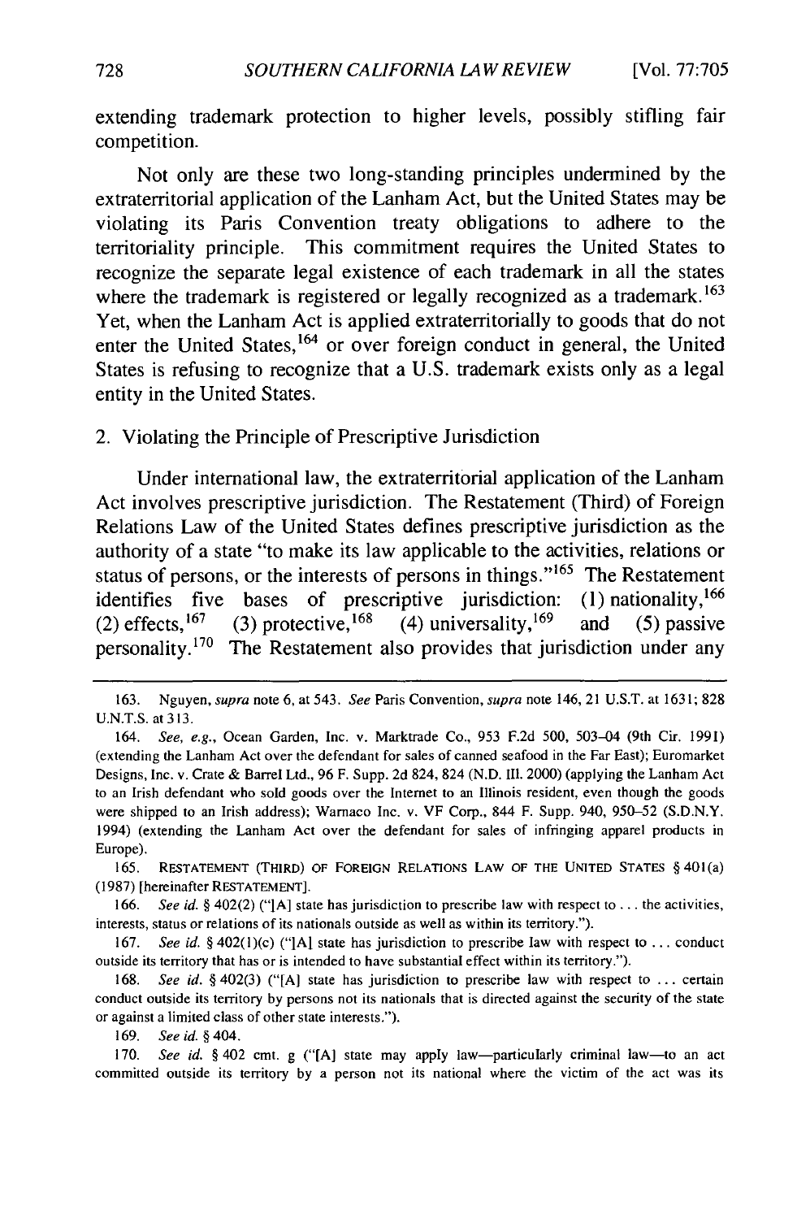extending trademark protection to higher levels, possibly stifling fair competition.

Not only are these two long-standing principles undermined by the extraterritorial application of the Lanham Act, but the United States may be violating its Paris Convention treaty obligations to adhere to the territoriality principle. This commitment requires the United States to recognize the separate legal existence of each trademark in all the states where the trademark is registered or legally recognized as a trademark.[163] Yet, when the Lanham Act is applied extraterritorially to goods that do not enter the United States,[164] or over foreign conduct in general, the United States is refusing to recognize that a U.S. trademark exists only as a legal entity in the United States.

### 2. Violating the Principle of Prescriptive Jurisdiction

Under international law, the extraterritorial application of the Lanham Act involves prescriptive jurisdiction. The Restatement (Third) of Foreign Relations Law of the United States defines prescriptive jurisdiction as the authority of a state "to make its law applicable to the activities, relations or status of persons, or the interests of persons in things."[165] The Restatement identifies five bases of prescriptive jurisdiction: (1) nationality,[166] (2) effects,[167] (3) protective,[168] (4) universality,[169] and (5) passive personality.[170] The Restatement also provides that jurisdiction under any

---

163. Nguyen, *supra* note 6, at 543. *See* Paris Convention, *supra* note 146, 21 U.S.T. at 1631; 828 U.N.T.S. at 313.

164. *See, e.g.*, Ocean Garden, Inc. v. Marktrade Co., 953 F.2d 500, 503–04 (9th Cir. 1991) (extending the Lanham Act over the defendant for sales of canned seafood in the Far East); Euromarket Designs, Inc. v. Crate & Barrel Ltd., 96 F. Supp. 2d 824, 824 (N.D. Ill. 2000) (applying the Lanham Act to an Irish defendant who sold goods over the Internet to an Illinois resident, even though the goods were shipped to an Irish address); Warnaco Inc. v. VF Corp., 844 F. Supp. 940, 950–52 (S.D.N.Y. 1994) (extending the Lanham Act over the defendant for sales of infringing apparel products in Europe).

165. RESTATEMENT (THIRD) OF FOREIGN RELATIONS LAW OF THE UNITED STATES § 401(a) (1987) [hereinafter RESTATEMENT].

166. *See id.* § 402(2) ("[A] state has jurisdiction to prescribe law with respect to . . . the activities, interests, status or relations of its nationals outside as well as within its territory.").

167. *See id.* § 402(1)(c) ("[A] state has jurisdiction to prescribe law with respect to . . . conduct outside its territory that has or is intended to have substantial effect within its territory.").

168. *See id.* § 402(3) ("[A] state has jurisdiction to prescribe law with respect to . . . certain conduct outside its territory by persons not its nationals that is directed against the security of the state or against a limited class of other state interests.").

169. *See id.* § 404.

170. *See id.* § 402 cmt. g ("[A] state may apply law—particularly criminal law—to an act committed outside its territory by a person not its national where the victim of the act was its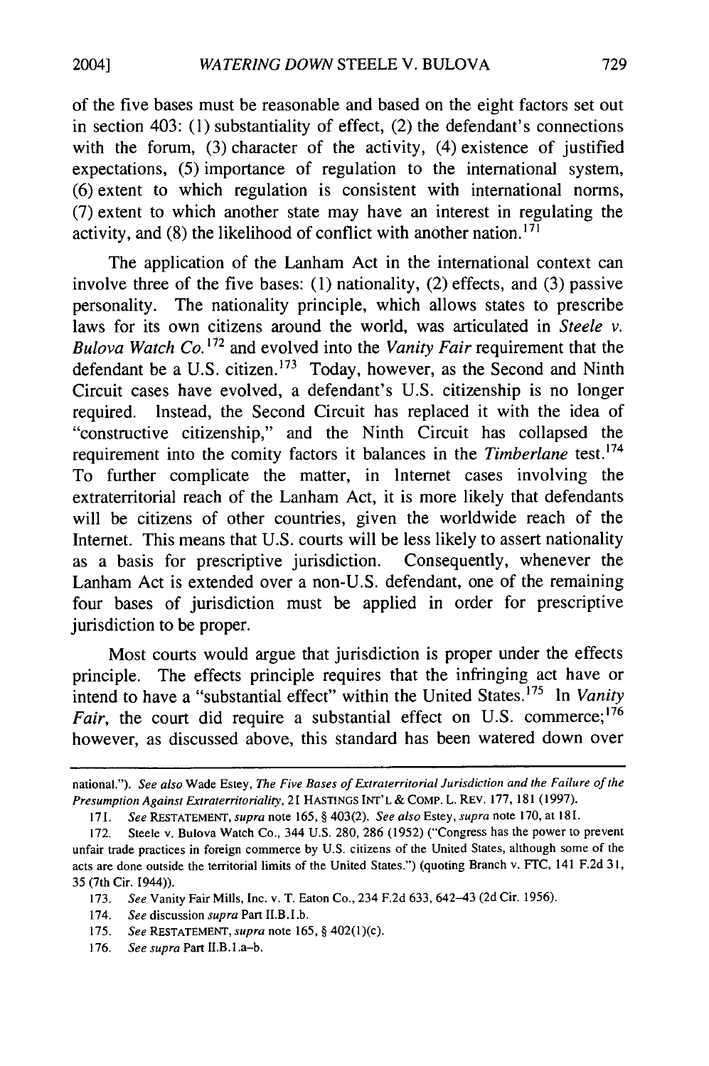of the five bases must be reasonable and based on the eight factors set out in section 403: (1) substantiality of effect, (2) the defendant's connections with the forum, (3) character of the activity, (4) existence of justified expectations, (5) importance of regulation to the international system, (6) extent to which regulation is consistent with international norms, (7) extent to which another state may have an interest in regulating the activity, and (8) the likelihood of conflict with another nation.[171]

The application of the Lanham Act in the international context can involve three of the five bases: (1) nationality, (2) effects, and (3) passive personality. The nationality principle, which allows states to prescribe laws for its own citizens around the world, was articulated in *Steele v. Bulova Watch Co.*[172] and evolved into the *Vanity Fair* requirement that the defendant be a U.S. citizen.[173] Today, however, as the Second and Ninth Circuit cases have evolved, a defendant's U.S. citizenship is no longer required. Instead, the Second Circuit has replaced it with the idea of "constructive citizenship," and the Ninth Circuit has collapsed the requirement into the comity factors it balances in the *Timberlane* test.[174] To further complicate the matter, in Internet cases involving the extraterritorial reach of the Lanham Act, it is more likely that defendants will be citizens of other countries, given the worldwide reach of the Internet. This means that U.S. courts will be less likely to assert nationality as a basis for prescriptive jurisdiction. Consequently, whenever the Lanham Act is extended over a non-U.S. defendant, one of the remaining four bases of jurisdiction must be applied in order for prescriptive jurisdiction to be proper.

Most courts would argue that jurisdiction is proper under the effects principle. The effects principle requires that the infringing act have or intend to have a "substantial effect" within the United States.[175] In *Vanity Fair*, the court did require a substantial effect on U.S. commerce;[176] however, as discussed above, this standard has been watered down over

---

national."). *See also* Wade Estey, *The Five Bases of Extraterritorial Jurisdiction and the Failure of the Presumption Against Extraterritoriality*, 21 HASTINGS INT'L & COMP. L. REV. 177, 181 (1997).

171. *See* RESTATEMENT, *supra* note 165, § 403(2). *See also* Estey, *supra* note 170, at 181.

172. Steele v. Bulova Watch Co., 344 U.S. 280, 286 (1952) ("Congress has the power to prevent unfair trade practices in foreign commerce by U.S. citizens of the United States, although some of the acts are done outside the territorial limits of the United States.") (quoting Branch v. FTC, 141 F.2d 31, 35 (7th Cir. 1944)).

173. *See* Vanity Fair Mills, Inc. v. T. Eaton Co., 234 F.2d 633, 642–43 (2d Cir. 1956).

174. *See* discussion *supra* Part II.B.1.b.

175. *See* RESTATEMENT, *supra* note 165, § 402(1)(c).

176. *See supra* Part II.B.1.a–b.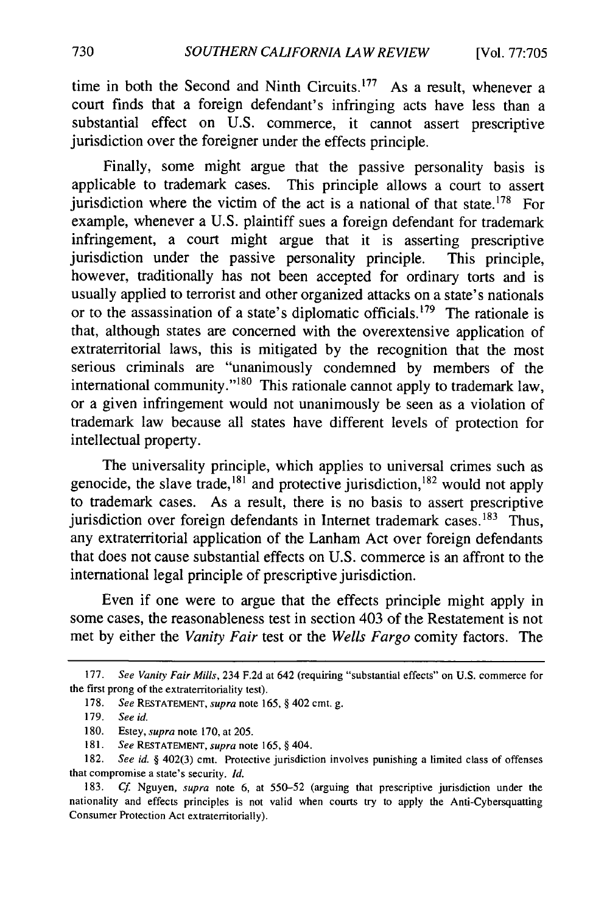time in both the Second and Ninth Circuits.[177] As a result, whenever a court finds that a foreign defendant's infringing acts have less than a substantial effect on U.S. commerce, it cannot assert prescriptive jurisdiction over the foreigner under the effects principle.

Finally, some might argue that the passive personality basis is applicable to trademark cases. This principle allows a court to assert jurisdiction where the victim of the act is a national of that state.[178] For example, whenever a U.S. plaintiff sues a foreign defendant for trademark infringement, a court might argue that it is asserting prescriptive jurisdiction under the passive personality principle. This principle, however, traditionally has not been accepted for ordinary torts and is usually applied to terrorist and other organized attacks on a state's nationals or to the assassination of a state's diplomatic officials.[179] The rationale is that, although states are concerned with the overextensive application of extraterritorial laws, this is mitigated by the recognition that the most serious criminals are "unanimously condemned by members of the international community."[180] This rationale cannot apply to trademark law, or a given infringement would not unanimously be seen as a violation of trademark law because all states have different levels of protection for intellectual property.

The universality principle, which applies to universal crimes such as genocide, the slave trade,[181] and protective jurisdiction,[182] would not apply to trademark cases. As a result, there is no basis to assert prescriptive jurisdiction over foreign defendants in Internet trademark cases.[183] Thus, any extraterritorial application of the Lanham Act over foreign defendants that does not cause substantial effects on U.S. commerce is an affront to the international legal principle of prescriptive jurisdiction.

Even if one were to argue that the effects principle might apply in some cases, the reasonableness test in section 403 of the Restatement is not met by either the *Vanity Fair* test or the *Wells Fargo* comity factors. The

---

177. *See Vanity Fair Mills*, 234 F.2d at 642 (requiring "substantial effects" on U.S. commerce for the first prong of the extraterritoriality test).

178. *See* RESTATEMENT, *supra* note 165, § 402 cmt. g.

179. *See id.*

180. Estey, *supra* note 170, at 205.

181. *See* RESTATEMENT, *supra* note 165, § 404.

182. *See id.* § 402(3) cmt. Protective jurisdiction involves punishing a limited class of offenses that compromise a state's security. *Id.*

183. *Cf.* Nguyen, *supra* note 6, at 550–52 (arguing that prescriptive jurisdiction under the nationality and effects principles is not valid when courts try to apply the Anti-Cybersquatting Consumer Protection Act extraterritorially).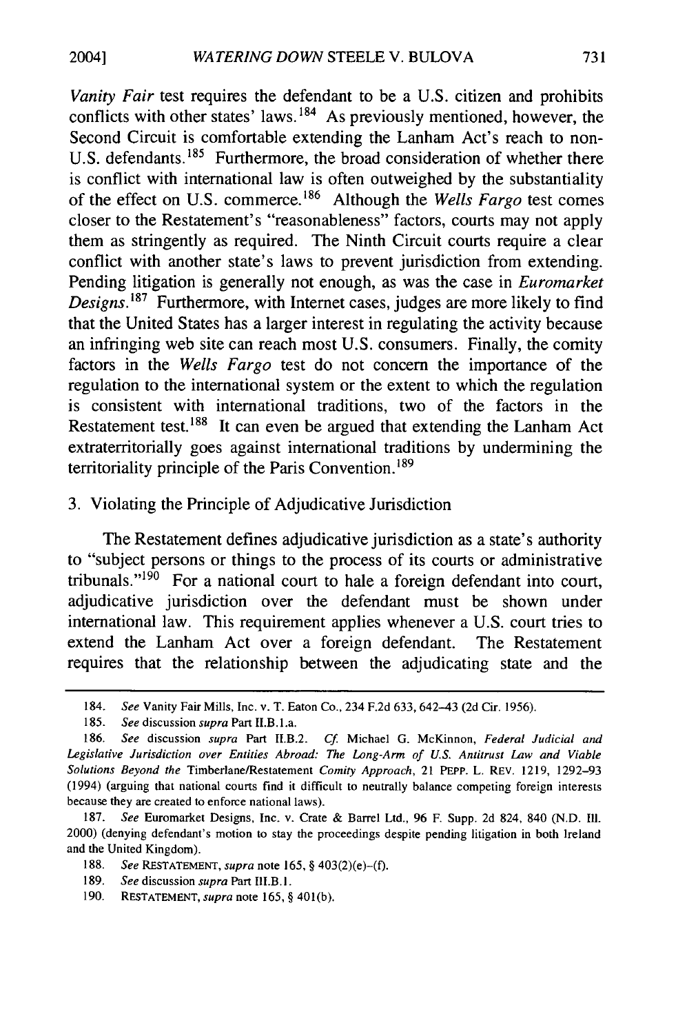*Vanity Fair* test requires the defendant to be a U.S. citizen and prohibits conflicts with other states' laws.[184] As previously mentioned, however, the Second Circuit is comfortable extending the Lanham Act's reach to non-U.S. defendants.[185] Furthermore, the broad consideration of whether there is conflict with international law is often outweighed by the substantiality of the effect on U.S. commerce.[186] Although the *Wells Fargo* test comes closer to the Restatement's "reasonableness" factors, courts may not apply them as stringently as required. The Ninth Circuit courts require a clear conflict with another state's laws to prevent jurisdiction from extending. Pending litigation is generally not enough, as was the case in *Euromarket Designs*.[187] Furthermore, with Internet cases, judges are more likely to find that the United States has a larger interest in regulating the activity because an infringing web site can reach most U.S. consumers. Finally, the comity factors in the *Wells Fargo* test do not concern the importance of the regulation to the international system or the extent to which the regulation is consistent with international traditions, two of the factors in the Restatement test.[188] It can even be argued that extending the Lanham Act extraterritorially goes against international traditions by undermining the territoriality principle of the Paris Convention.[189]

### 3. Violating the Principle of Adjudicative Jurisdiction

The Restatement defines adjudicative jurisdiction as a state's authority to "subject persons or things to the process of its courts or administrative tribunals."[190] For a national court to hale a foreign defendant into court, adjudicative jurisdiction over the defendant must be shown under international law. This requirement applies whenever a U.S. court tries to extend the Lanham Act over a foreign defendant. The Restatement requires that the relationship between the adjudicating state and the

---

184. *See* Vanity Fair Mills, Inc. v. T. Eaton Co., 234 F.2d 633, 642–43 (2d Cir. 1956).

185. *See* discussion *supra* Part II.B.1.a.

186. *See* discussion *supra* Part II.B.2. *Cf.* Michael G. McKinnon, *Federal Judicial and Legislative Jurisdiction over Entities Abroad: The Long-Arm of U.S. Antitrust Law and Viable Solutions Beyond the* Timberlane/Restatement *Comity Approach*, 21 PEPP. L. REV. 1219, 1292–93 (1994) (arguing that national courts find it difficult to neutrally balance competing foreign interests because they are created to enforce national laws).

187. *See* Euromarket Designs, Inc. v. Crate & Barrel Ltd., 96 F. Supp. 2d 824, 840 (N.D. Ill. 2000) (denying defendant's motion to stay the proceedings despite pending litigation in both Ireland and the United Kingdom).

188. *See* RESTATEMENT, *supra* note 165, § 403(2)(e)–(f).

189. *See* discussion *supra* Part III.B.1.

190. RESTATEMENT, *supra* note 165, § 401(b).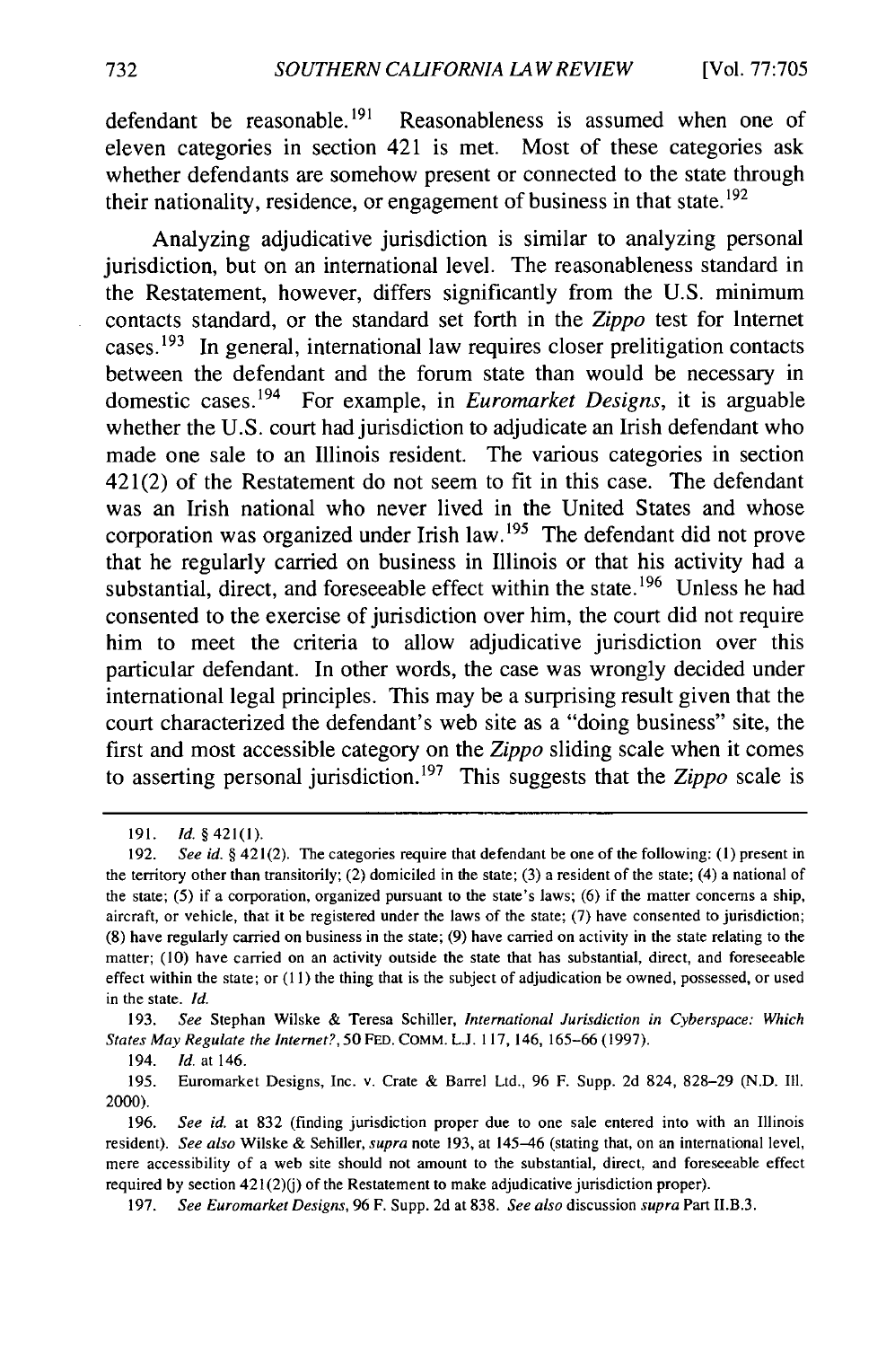defendant be reasonable.[191] Reasonableness is assumed when one of eleven categories in section 421 is met. Most of these categories ask whether defendants are somehow present or connected to the state through their nationality, residence, or engagement of business in that state.[192]

Analyzing adjudicative jurisdiction is similar to analyzing personal jurisdiction, but on an international level. The reasonableness standard in the Restatement, however, differs significantly from the U.S. minimum contacts standard, or the standard set forth in the *Zippo* test for Internet cases.[193] In general, international law requires closer prelitigation contacts between the defendant and the forum state than would be necessary in domestic cases.[194] For example, in *Euromarket Designs*, it is arguable whether the U.S. court had jurisdiction to adjudicate an Irish defendant who made one sale to an Illinois resident. The various categories in section 421(2) of the Restatement do not seem to fit in this case. The defendant was an Irish national who never lived in the United States and whose corporation was organized under Irish law.[195] The defendant did not prove that he regularly carried on business in Illinois or that his activity had a substantial, direct, and foreseeable effect within the state.[196] Unless he had consented to the exercise of jurisdiction over him, the court did not require him to meet the criteria to allow adjudicative jurisdiction over this particular defendant. In other words, the case was wrongly decided under international legal principles. This may be a surprising result given that the court characterized the defendant's web site as a "doing business" site, the first and most accessible category on the *Zippo* sliding scale when it comes to asserting personal jurisdiction.[197] This suggests that the *Zippo* scale is

---

191. *Id.* § 421(1).

192. *See id.* § 421(2). The categories require that defendant be one of the following: (1) present in the territory other than transitorily; (2) domiciled in the state; (3) a resident of the state; (4) a national of the state; (5) if a corporation, organized pursuant to the state's laws; (6) if the matter concerns a ship, aircraft, or vehicle, that it be registered under the laws of the state; (7) have consented to jurisdiction; (8) have regularly carried on business in the state; (9) have carried on activity in the state relating to the matter; (10) have carried on an activity outside the state that has substantial, direct, and foreseeable effect within the state; or (11) the thing that is the subject of adjudication be owned, possessed, or used in the state. *Id.*

193. *See* Stephan Wilske & Teresa Schiller, *International Jurisdiction in Cyberspace: Which States May Regulate the Internet?*, 50 FED. COMM. L.J. 117, 146, 165–66 (1997).

194. *Id.* at 146.

195. Euromarket Designs, Inc. v. Crate & Barrel Ltd., 96 F. Supp. 2d 824, 828–29 (N.D. Ill. 2000).

196. *See id.* at 832 (finding jurisdiction proper due to one sale entered into with an Illinois resident). *See also* Wilske & Sehiller, *supra* note 193, at 145–46 (stating that, on an international level, mere accessibility of a web site should not amount to the substantial, direct, and foreseeable effect required by section 421(2)(j) of the Restatement to make adjudicative jurisdiction proper).

197. *See Euromarket Designs*, 96 F. Supp. 2d at 838. *See also* discussion *supra* Part II.B.3.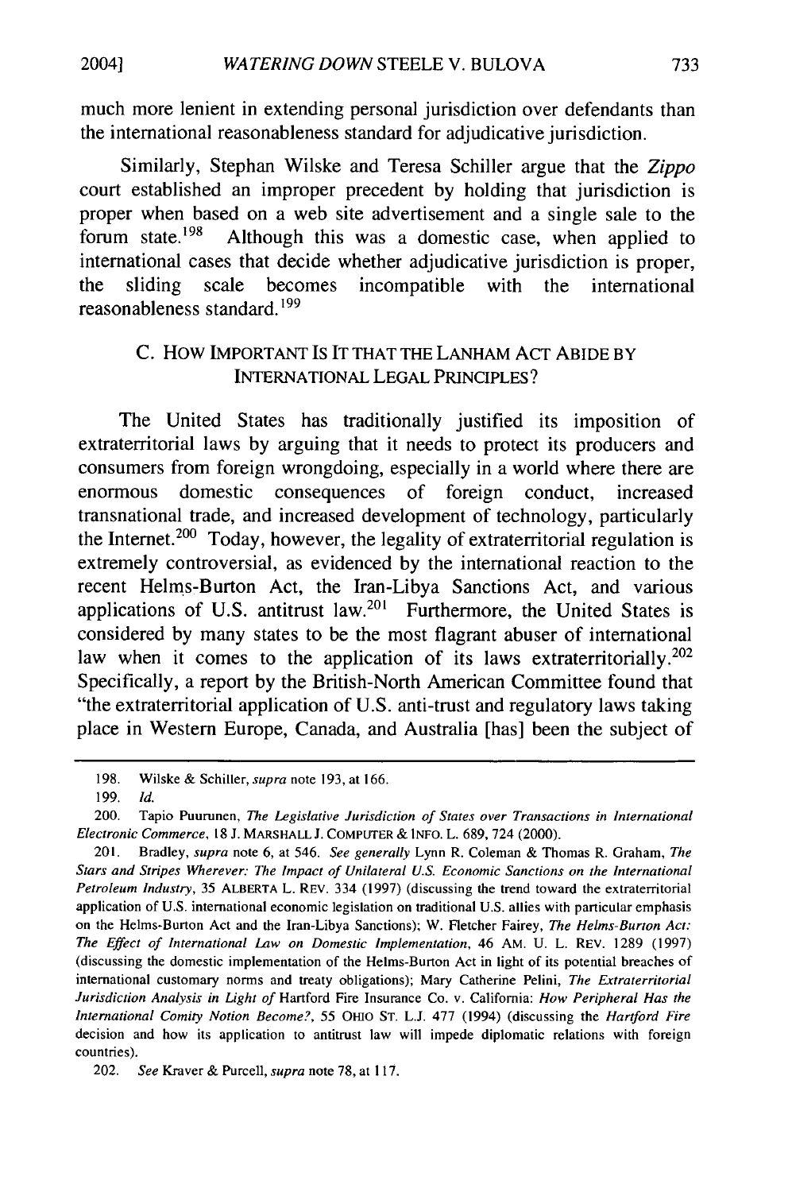much more lenient in extending personal jurisdiction over defendants than the international reasonableness standard for adjudicative jurisdiction.

Similarly, Stephan Wilske and Teresa Schiller argue that the *Zippo* court established an improper precedent by holding that jurisdiction is proper when based on a web site advertisement and a single sale to the forum state.[198] Although this was a domestic case, when applied to international cases that decide whether adjudicative jurisdiction is proper, the sliding scale becomes incompatible with the international reasonableness standard.[199]

### C. How Important Is It that the Lanham Act Abide by International Legal Principles?

The United States has traditionally justified its imposition of extraterritorial laws by arguing that it needs to protect its producers and consumers from foreign wrongdoing, especially in a world where there are enormous domestic consequences of foreign conduct, increased transnational trade, and increased development of technology, particularly the Internet.[200] Today, however, the legality of extraterritorial regulation is extremely controversial, as evidenced by the international reaction to the recent Helms-Burton Act, the Iran-Libya Sanctions Act, and various applications of U.S. antitrust law.[201] Furthermore, the United States is considered by many states to be the most flagrant abuser of international law when it comes to the application of its laws extraterritorially.[202] Specifically, a report by the British-North American Committee found that "the extraterritorial application of U.S. anti-trust and regulatory laws taking place in Western Europe, Canada, and Australia [has] been the subject of

---

198. Wilske & Schiller, *supra* note 193, at 166.

199. *Id.*

200. Tapio Puurunen, *The Legislative Jurisdiction of States over Transactions in International Electronic Commerce*, 18 J. MARSHALL J. COMPUTER & INFO. L. 689, 724 (2000).

201. Bradley, *supra* note 6, at 546. *See generally* Lynn R. Coleman & Thomas R. Graham, *The Stars and Stripes Wherever: The Impact of Unilateral U.S. Economic Sanctions on the International Petroleum Industry*, 35 ALBERTA L. REV. 334 (1997) (discussing the trend toward the extraterritorial application of U.S. international economic legislation on traditional U.S. allies with particular emphasis on the Helms-Burton Act and the Iran-Libya Sanctions); W. Fletcher Fairey, *The Helms-Burton Act: The Effect of International Law on Domestic Implementation*, 46 AM. U. L. REV. 1289 (1997) (discussing the domestic implementation of the Helms-Burton Act in light of its potential breaches of international customary norms and treaty obligations); Mary Catherine Pelini, *The Extraterritorial Jurisdiction Analysis in Light of* Hartford Fire Insurance Co. v. California: *How Peripheral Has the International Comity Notion Become?*, 55 OHIO ST. L.J. 477 (1994) (discussing the *Hartford Fire* decision and how its application to antitrust law will impede diplomatic relations with foreign countries).

202. *See* Kraver & Purcell, *supra* note 78, at 117.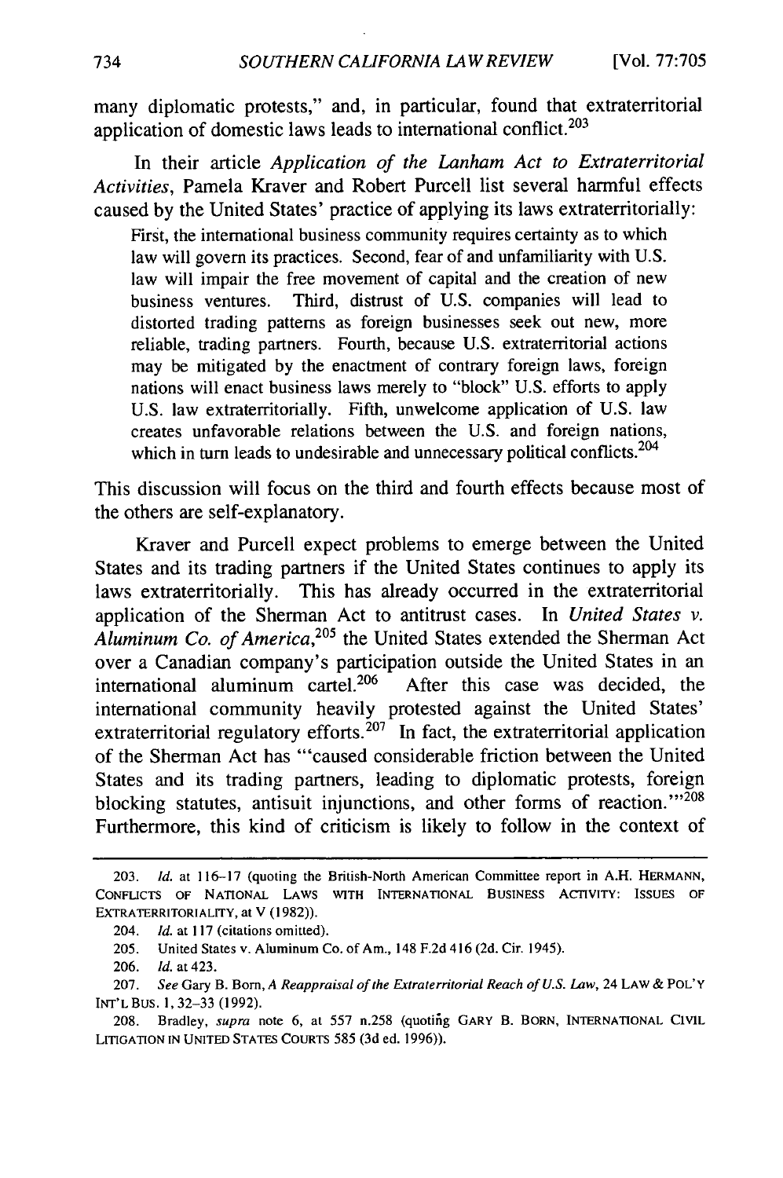many diplomatic protests," and, in particular, found that extraterritorial application of domestic laws leads to international conflict.[203]

In their article *Application of the Lanham Act to Extraterritorial Activities*, Pamela Kraver and Robert Purcell list several harmful effects caused by the United States' practice of applying its laws extraterritorially:

> First, the international business community requires certainty as to which law will govern its practices. Second, fear of and unfamiliarity with U.S. law will impair the free movement of capital and the creation of new business ventures. Third, distrust of U.S. companies will lead to distorted trading patterns as foreign businesses seek out new, more reliable, trading partners. Fourth, because U.S. extraterritorial actions may be mitigated by the enactment of contrary foreign laws, foreign nations will enact business laws merely to "block" U.S. efforts to apply U.S. law extraterritorially. Fifth, unwelcome application of U.S. law creates unfavorable relations between the U.S. and foreign nations, which in turn leads to undesirable and unnecessary political conflicts.[204]

This discussion will focus on the third and fourth effects because most of the others are self-explanatory.

Kraver and Purcell expect problems to emerge between the United States and its trading partners if the United States continues to apply its laws extraterritorially. This has already occurred in the extraterritorial application of the Sherman Act to antitrust cases. In *United States v. Aluminum Co. of America*,[205] the United States extended the Sherman Act over a Canadian company's participation outside the United States in an international aluminum cartel.[206] After this case was decided, the international community heavily protested against the United States' extraterritorial regulatory efforts.[207] In fact, the extraterritorial application of the Sherman Act has "'caused considerable friction between the United States and its trading partners, leading to diplomatic protests, foreign blocking statutes, antisuit injunctions, and other forms of reaction.'"[208] Furthermore, this kind of criticism is likely to follow in the context of

---

203. *Id.* at 116–17 (quoting the British-North American Committee report in A.H. HERMANN, CONFLICTS OF NATIONAL LAWS WITH INTERNATIONAL BUSINESS ACTIVITY: ISSUES OF EXTRATERRITORIALITY, at V (1982)).

204. *Id.* at 117 (citations omitted).

205. United States v. Aluminum Co. of Am., 148 F.2d 416 (2d. Cir. 1945).

206. *Id.* at 423.

207. *See* Gary B. Born, *A Reappraisal of the Extraterritorial Reach of U.S. Law*, 24 LAW & POL'Y INT'L BUS. 1, 32–33 (1992).

208. Bradley, *supra* note 6, at 557 n.258 (quoting GARY B. BORN, INTERNATIONAL CIVIL LITIGATION IN UNITED STATES COURTS 585 (3d ed. 1996)).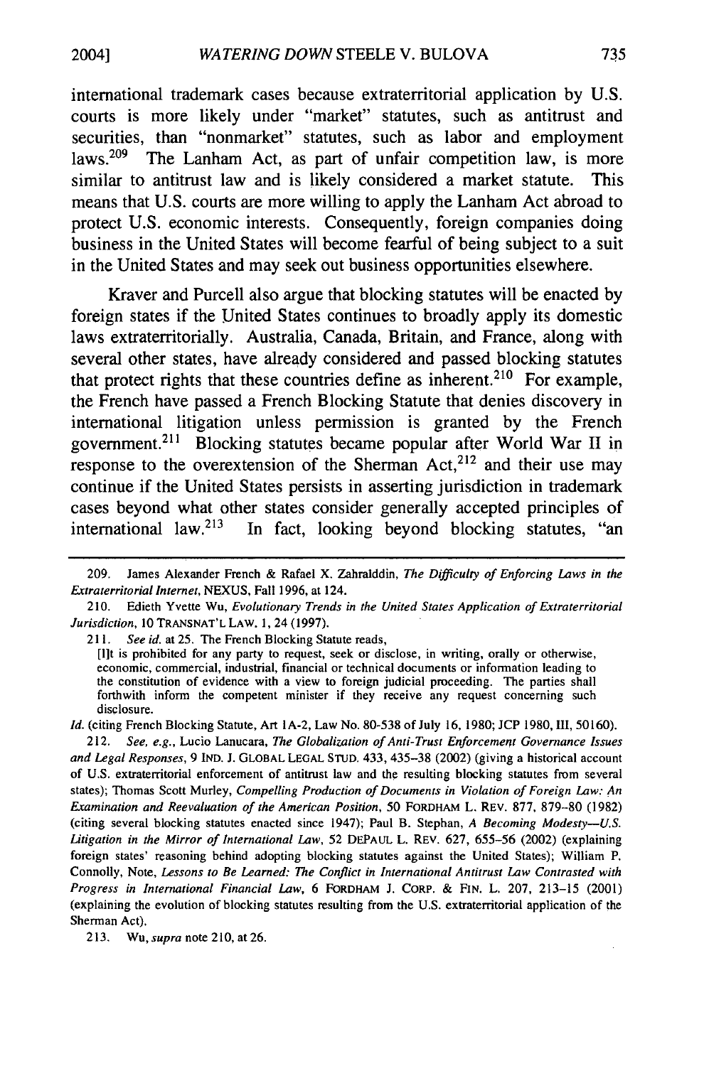international trademark cases because extraterritorial application by U.S. courts is more likely under "market" statutes, such as antitrust and securities, than "nonmarket" statutes, such as labor and employment laws.[209] The Lanham Act, as part of unfair competition law, is more similar to antitrust law and is likely considered a market statute. This means that U.S. courts are more willing to apply the Lanham Act abroad to protect U.S. economic interests. Consequently, foreign companies doing business in the United States will become fearful of being subject to a suit in the United States and may seek out business opportunities elsewhere.

Kraver and Purcell also argue that blocking statutes will be enacted by foreign states if the United States continues to broadly apply its domestic laws extraterritorially. Australia, Canada, Britain, and France, along with several other states, have already considered and passed blocking statutes that protect rights that these countries define as inherent.[210] For example, the French have passed a French Blocking Statute that denies discovery in international litigation unless permission is granted by the French government.[211] Blocking statutes became popular after World War II in response to the overextension of the Sherman Act,[212] and their use may continue if the United States persists in asserting jurisdiction in trademark cases beyond what other states consider generally accepted principles of international law.[213] In fact, looking beyond blocking statutes, "an

---

209. James Alexander French & Rafael X. Zahralddin, *The Difficulty of Enforcing Laws in the Extraterritorial Internet*, NEXUS, Fall 1996, at 124.

210. Edieth Yvette Wu, *Evolutionary Trends in the United States Application of Extraterritorial Jurisdiction*, 10 TRANSNAT'L LAW. 1, 24 (1997).

211. *See id.* at 25. The French Blocking Statute reads,

> [I]t is prohibited for any party to request, seek or disclose, in writing, orally or otherwise, economic, commercial, industrial, financial or technical documents or information leading to the constitution of evidence with a view to foreign judicial proceeding. The parties shall forthwith inform the competent minister if they receive any request concerning such disclosure.

*Id.* (citing French Blocking Statute, Art 1A-2, Law No. 80-538 of July 16, 1980; JCP 1980, III, 50160).

212. *See, e.g.*, Lucio Lanucara, *The Globalization of Anti-Trust Enforcement Governance Issues and Legal Responses*, 9 IND. J. GLOBAL LEGAL STUD. 433, 435–38 (2002) (giving a historical account of U.S. extraterritorial enforcement of antitrust law and the resulting blocking statutes from several states); Thomas Scott Murley, *Compelling Production of Documents in Violation of Foreign Law: An Examination and Reevaluation of the American Position*, 50 FORDHAM L. REV. 877, 879–80 (1982) (citing several blocking statutes enacted since 1947); Paul B. Stephan, *A Becoming Modesty—U.S. Litigation in the Mirror of International Law*, 52 DEPAUL L. REV. 627, 655–56 (2002) (explaining foreign states' reasoning behind adopting blocking statutes against the United States); William P. Connolly, Note, *Lessons to Be Learned: The Conflict in International Antitrust Law Contrasted with Progress in International Financial Law*, 6 FORDHAM J. CORP. & FIN. L. 207, 213–15 (2001) (explaining the evolution of blocking statutes resulting from the U.S. extraterritorial application of the Sherman Act).

213. Wu, *supra* note 210, at 26.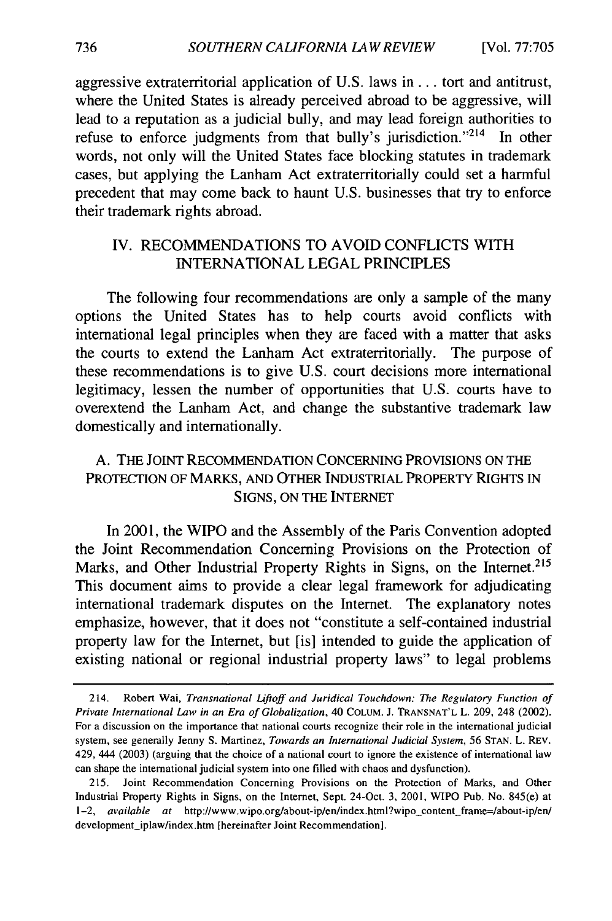aggressive extraterritorial application of U.S. laws in . . . tort and antitrust, where the United States is already perceived abroad to be aggressive, will lead to a reputation as a judicial bully, and may lead foreign authorities to refuse to enforce judgments from that bully's jurisdiction."[214] In other words, not only will the United States face blocking statutes in trademark cases, but applying the Lanham Act extraterritorially could set a harmful precedent that may come back to haunt U.S. businesses that try to enforce their trademark rights abroad.

## IV. RECOMMENDATIONS TO AVOID CONFLICTS WITH INTERNATIONAL LEGAL PRINCIPLES

The following four recommendations are only a sample of the many options the United States has to help courts avoid conflicts with international legal principles when they are faced with a matter that asks the courts to extend the Lanham Act extraterritorially. The purpose of these recommendations is to give U.S. court decisions more international legitimacy, lessen the number of opportunities that U.S. courts have to overextend the Lanham Act, and change the substantive trademark law domestically and internationally.

### A. THE JOINT RECOMMENDATION CONCERNING PROVISIONS ON THE PROTECTION OF MARKS, AND OTHER INDUSTRIAL PROPERTY RIGHTS IN SIGNS, ON THE INTERNET

In 2001, the WIPO and the Assembly of the Paris Convention adopted the Joint Recommendation Concerning Provisions on the Protection of Marks, and Other Industrial Property Rights in Signs, on the Internet.[215] This document aims to provide a clear legal framework for adjudicating international trademark disputes on the Internet. The explanatory notes emphasize, however, that it does not "constitute a self-contained industrial property law for the Internet, but [is] intended to guide the application of existing national or regional industrial property laws" to legal problems

---

214. Robert Wai, *Transnational Liftoff and Juridical Touchdown: The Regulatory Function of Private International Law in an Era of Globalization*, 40 COLUM. J. TRANSNAT'L L. 209, 248 (2002). For a discussion on the importance that national courts recognize their role in the international judicial system, see generally Jenny S. Martinez, *Towards an International Judicial System*, 56 STAN. L. REV. 429, 444 (2003) (arguing that the choice of a national court to ignore the existence of international law can shape the international judicial system into one filled with chaos and dysfunction).

215. Joint Recommendation Concerning Provisions on the Protection of Marks, and Other Industrial Property Rights in Signs, on the Internet, Sept. 24-Oct. 3, 2001, WIPO Pub. No. 845(e) at 1-2, *available at* http://www.wipo.org/about-ip/en/index.html?wipo_content_frame=/about-ip/en/development_iplaw/index.htm [hereinafter Joint Recommendation].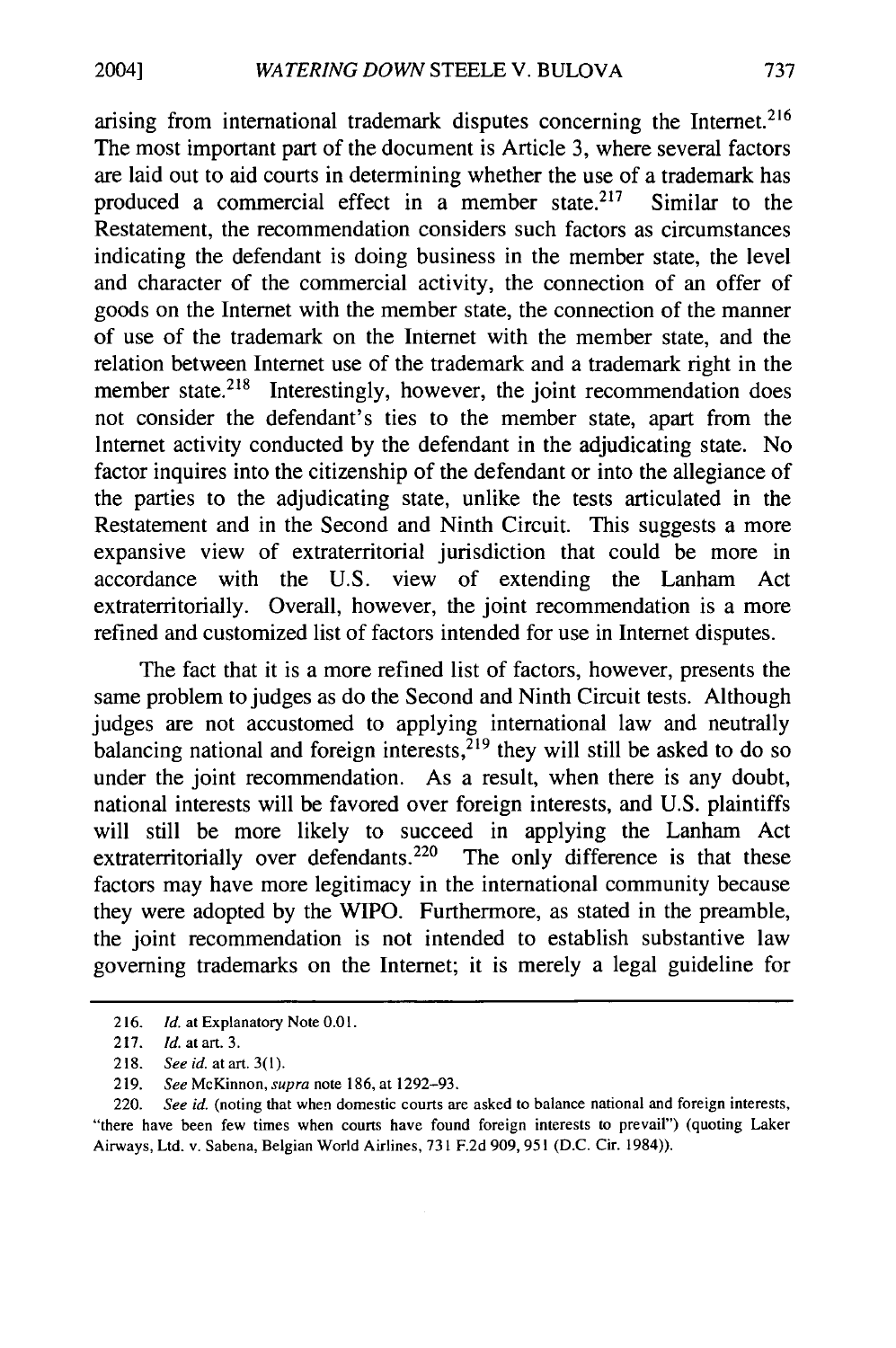arising from international trademark disputes concerning the Internet.[216] The most important part of the document is Article 3, where several factors are laid out to aid courts in determining whether the use of a trademark has produced a commercial effect in a member state.[217] Similar to the Restatement, the recommendation considers such factors as circumstances indicating the defendant is doing business in the member state, the level and character of the commercial activity, the connection of an offer of goods on the Internet with the member state, the connection of the manner of use of the trademark on the Internet with the member state, and the relation between Internet use of the trademark and a trademark right in the member state.[218] Interestingly, however, the joint recommendation does not consider the defendant's ties to the member state, apart from the Internet activity conducted by the defendant in the adjudicating state. No factor inquires into the citizenship of the defendant or into the allegiance of the parties to the adjudicating state, unlike the tests articulated in the Restatement and in the Second and Ninth Circuit. This suggests a more expansive view of extraterritorial jurisdiction that could be more in accordance with the U.S. view of extending the Lanham Act extraterritorially. Overall, however, the joint recommendation is a more refined and customized list of factors intended for use in Internet disputes.

The fact that it is a more refined list of factors, however, presents the same problem to judges as do the Second and Ninth Circuit tests. Although judges are not accustomed to applying international law and neutrally balancing national and foreign interests,[219] they will still be asked to do so under the joint recommendation. As a result, when there is any doubt, national interests will be favored over foreign interests, and U.S. plaintiffs will still be more likely to succeed in applying the Lanham Act extraterritorially over defendants.[220] The only difference is that these factors may have more legitimacy in the international community because they were adopted by the WIPO. Furthermore, as stated in the preamble, the joint recommendation is not intended to establish substantive law governing trademarks on the Internet; it is merely a legal guideline for

---

216. *Id.* at Explanatory Note 0.01.

217. *Id.* at art. 3.

218. *See id.* at art. 3(1).

219. *See* McKinnon, *supra* note 186, at 1292–93.

220. *See id.* (noting that when domestic courts are asked to balance national and foreign interests, "there have been few times when courts have found foreign interests to prevail") (quoting Laker Airways, Ltd. v. Sabena, Belgian World Airlines, 731 F.2d 909, 951 (D.C. Cir. 1984)).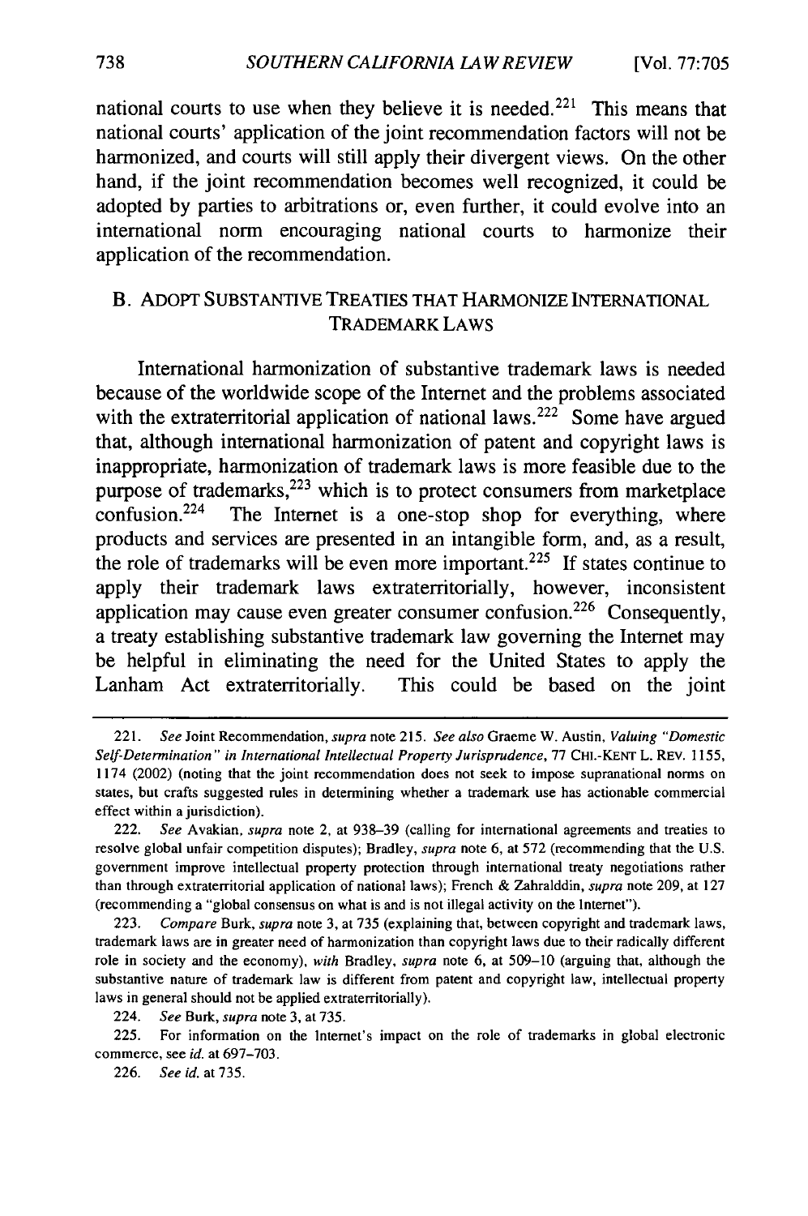national courts to use when they believe it is needed.[221] This means that national courts' application of the joint recommendation factors will not be harmonized, and courts will still apply their divergent views. On the other hand, if the joint recommendation becomes well recognized, it could be adopted by parties to arbitrations or, even further, it could evolve into an international norm encouraging national courts to harmonize their application of the recommendation.

## B. ADOPT SUBSTANTIVE TREATIES THAT HARMONIZE INTERNATIONAL TRADEMARK LAWS

International harmonization of substantive trademark laws is needed because of the worldwide scope of the Internet and the problems associated with the extraterritorial application of national laws.[222] Some have argued that, although international harmonization of patent and copyright laws is inappropriate, harmonization of trademark laws is more feasible due to the purpose of trademarks,[223] which is to protect consumers from marketplace confusion.[224] The Internet is a one-stop shop for everything, where products and services are presented in an intangible form, and, as a result, the role of trademarks will be even more important.[225] If states continue to apply their trademark laws extraterritorially, however, inconsistent application may cause even greater consumer confusion.[226] Consequently, a treaty establishing substantive trademark law governing the Internet may be helpful in eliminating the need for the United States to apply the Lanham Act extraterritorially. This could be based on the joint

---

221. *See* Joint Recommendation, *supra* note 215. *See also* Graeme W. Austin, *Valuing "Domestic Self-Determination" in International Intellectual Property Jurisprudence*, 77 CHI.-KENT L. REV. 1155, 1174 (2002) (noting that the joint recommendation does not seek to impose supranational norms on states, but crafts suggested rules in determining whether a trademark use has actionable commercial effect within a jurisdiction).

222. *See* Avakian, *supra* note 2, at 938–39 (calling for international agreements and treaties to resolve global unfair competition disputes); Bradley, *supra* note 6, at 572 (recommending that the U.S. government improve intellectual property protection through international treaty negotiations rather than through extraterritorial application of national laws); French & Zahralddin, *supra* note 209, at 127 (recommending a "global consensus on what is and is not illegal activity on the Internet").

223. *Compare* Burk, *supra* note 3, at 735 (explaining that, between copyright and trademark laws, trademark laws are in greater need of harmonization than copyright laws due to their radically different role in society and the economy), *with* Bradley, *supra* note 6, at 509–10 (arguing that, although the substantive nature of trademark law is different from patent and copyright law, intellectual property laws in general should not be applied extraterritorially).

224. *See* Burk, *supra* note 3, at 735.

225. For information on the Internet's impact on the role of trademarks in global electronic commerce, see *id.* at 697–703.

226. *See id.* at 735.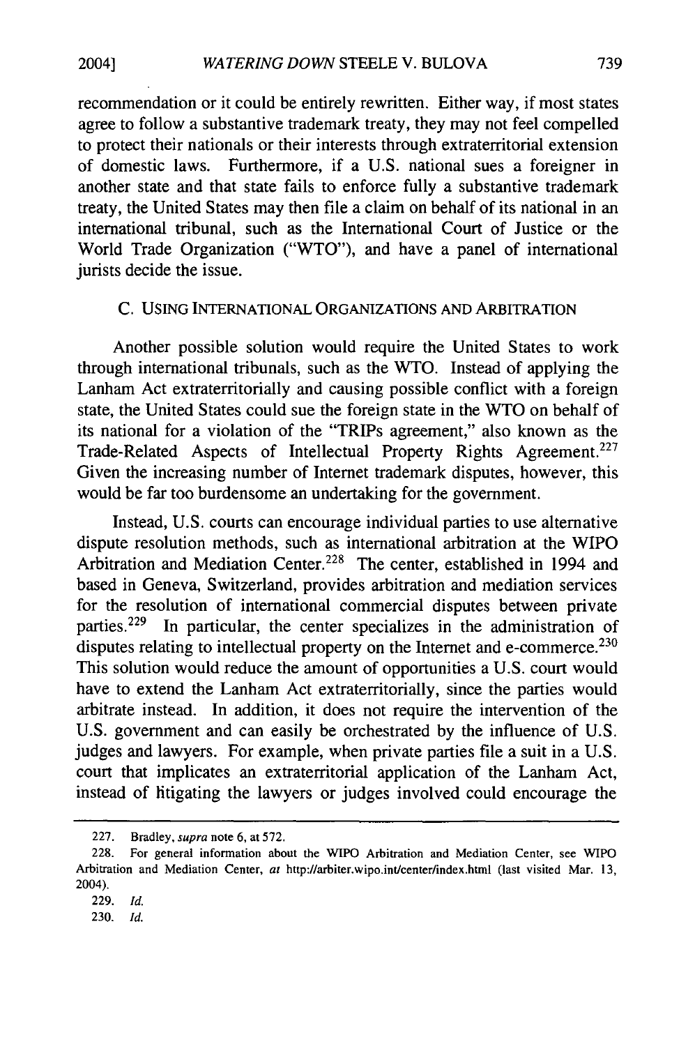recommendation or it could be entirely rewritten. Either way, if most states agree to follow a substantive trademark treaty, they may not feel compelled to protect their nationals or their interests through extraterritorial extension of domestic laws. Furthermore, if a U.S. national sues a foreigner in another state and that state fails to enforce fully a substantive trademark treaty, the United States may then file a claim on behalf of its national in an international tribunal, such as the International Court of Justice or the World Trade Organization ("WTO"), and have a panel of international jurists decide the issue.

### C. USING INTERNATIONAL ORGANIZATIONS AND ARBITRATION

Another possible solution would require the United States to work through international tribunals, such as the WTO. Instead of applying the Lanham Act extraterritorially and causing possible conflict with a foreign state, the United States could sue the foreign state in the WTO on behalf of its national for a violation of the "TRIPs agreement," also known as the Trade-Related Aspects of Intellectual Property Rights Agreement.[227] Given the increasing number of Internet trademark disputes, however, this would be far too burdensome an undertaking for the government.

Instead, U.S. courts can encourage individual parties to use alternative dispute resolution methods, such as international arbitration at the WIPO Arbitration and Mediation Center.[228] The center, established in 1994 and based in Geneva, Switzerland, provides arbitration and mediation services for the resolution of international commercial disputes between private parties.[229] In particular, the center specializes in the administration of disputes relating to intellectual property on the Internet and e-commerce.[230] This solution would reduce the amount of opportunities a U.S. court would have to extend the Lanham Act extraterritorially, since the parties would arbitrate instead. In addition, it does not require the intervention of the U.S. government and can easily be orchestrated by the influence of U.S. judges and lawyers. For example, when private parties file a suit in a U.S. court that implicates an extraterritorial application of the Lanham Act, instead of litigating the lawyers or judges involved could encourage the

---

227. Bradley, *supra* note 6, at 572.

228. For general information about the WIPO Arbitration and Mediation Center, see WIPO Arbitration and Mediation Center, *at* http://arbiter.wipo.int/center/index.html (last visited Mar. 13, 2004).

229. *Id.*

230. *Id.*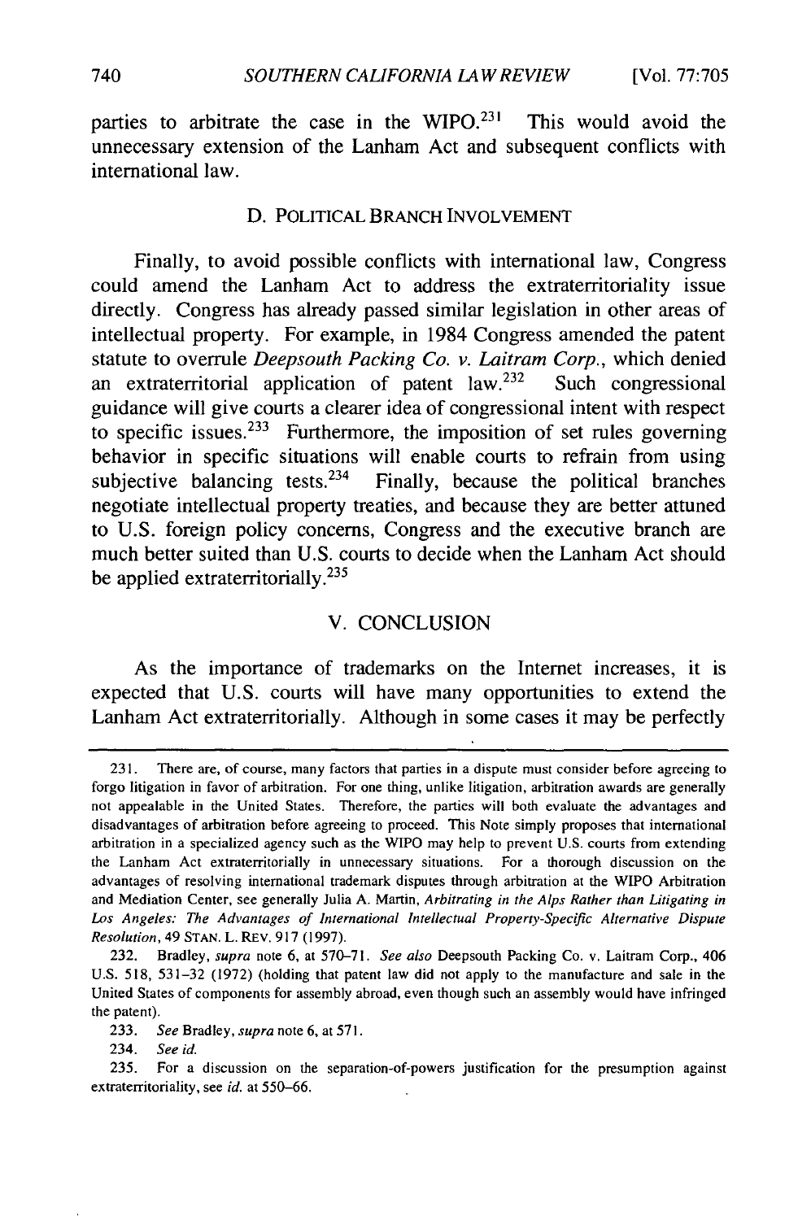parties to arbitrate the case in the WIPO.[231] This would avoid the unnecessary extension of the Lanham Act and subsequent conflicts with international law.

### D. POLITICAL BRANCH INVOLVEMENT

Finally, to avoid possible conflicts with international law, Congress could amend the Lanham Act to address the extraterritoriality issue directly. Congress has already passed similar legislation in other areas of intellectual property. For example, in 1984 Congress amended the patent statute to overrule *Deepsouth Packing Co. v. Laitram Corp.*, which denied an extraterritorial application of patent law.[232] Such congressional guidance will give courts a clearer idea of congressional intent with respect to specific issues.[233] Furthermore, the imposition of set rules governing behavior in specific situations will enable courts to refrain from using subjective balancing tests.[234] Finally, because the political branches negotiate intellectual property treaties, and because they are better attuned to U.S. foreign policy concerns, Congress and the executive branch are much better suited than U.S. courts to decide when the Lanham Act should be applied extraterritorially.[235]

## V. CONCLUSION

As the importance of trademarks on the Internet increases, it is expected that U.S. courts will have many opportunities to extend the Lanham Act extraterritorially. Although in some cases it may be perfectly

---

231. There are, of course, many factors that parties in a dispute must consider before agreeing to forgo litigation in favor of arbitration. For one thing, unlike litigation, arbitration awards are generally not appealable in the United States. Therefore, the parties will both evaluate the advantages and disadvantages of arbitration before agreeing to proceed. This Note simply proposes that international arbitration in a specialized agency such as the WIPO may help to prevent U.S. courts from extending the Lanham Act extraterritorially in unnecessary situations. For a thorough discussion on the advantages of resolving international trademark disputes through arbitration at the WIPO Arbitration and Mediation Center, see generally Julia A. Martin, *Arbitrating in the Alps Rather than Litigating in Los Angeles: The Advantages of International Intellectual Property-Specific Alternative Dispute Resolution*, 49 STAN. L. REV. 917 (1997).

232. Bradley, *supra* note 6, at 570–71. *See also* Deepsouth Packing Co. v. Laitram Corp., 406 U.S. 518, 531–32 (1972) (holding that patent law did not apply to the manufacture and sale in the United States of components for assembly abroad, even though such an assembly would have infringed the patent).

233. *See* Bradley, *supra* note 6, at 571.

234. *See id.*

235. For a discussion on the separation-of-powers justification for the presumption against extraterritoriality, see *id.* at 550–66.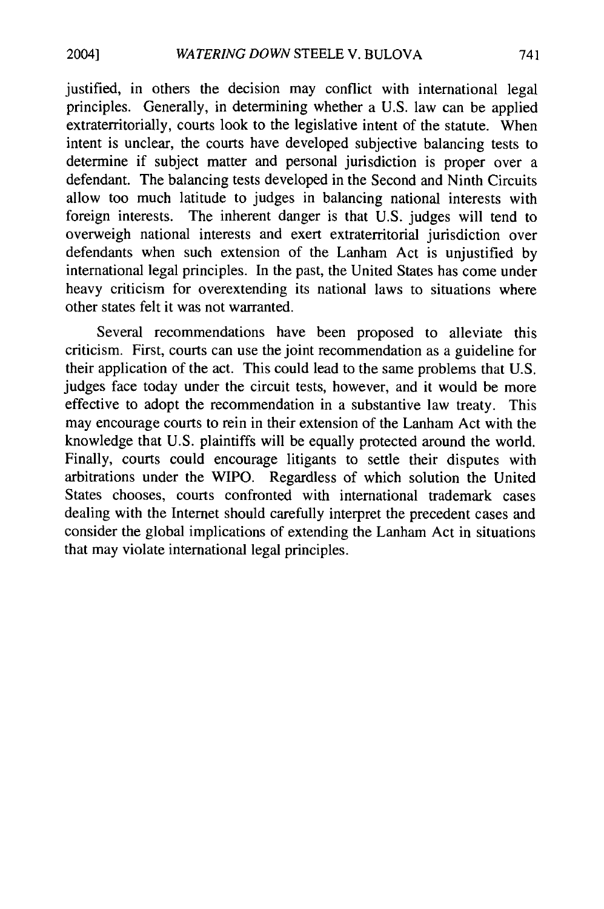justified, in others the decision may conflict with international legal principles. Generally, in determining whether a U.S. law can be applied extraterritorially, courts look to the legislative intent of the statute. When intent is unclear, the courts have developed subjective balancing tests to determine if subject matter and personal jurisdiction is proper over a defendant. The balancing tests developed in the Second and Ninth Circuits allow too much latitude to judges in balancing national interests with foreign interests. The inherent danger is that U.S. judges will tend to overweigh national interests and exert extraterritorial jurisdiction over defendants when such extension of the Lanham Act is unjustified by international legal principles. In the past, the United States has come under heavy criticism for overextending its national laws to situations where other states felt it was not warranted.

Several recommendations have been proposed to alleviate this criticism. First, courts can use the joint recommendation as a guideline for their application of the act. This could lead to the same problems that U.S. judges face today under the circuit tests, however, and it would be more effective to adopt the recommendation in a substantive law treaty. This may encourage courts to rein in their extension of the Lanham Act with the knowledge that U.S. plaintiffs will be equally protected around the world. Finally, courts could encourage litigants to settle their disputes with arbitrations under the WIPO. Regardless of which solution the United States chooses, courts confronted with international trademark cases dealing with the Internet should carefully interpret the precedent cases and consider the global implications of extending the Lanham Act in situations that may violate international legal principles.